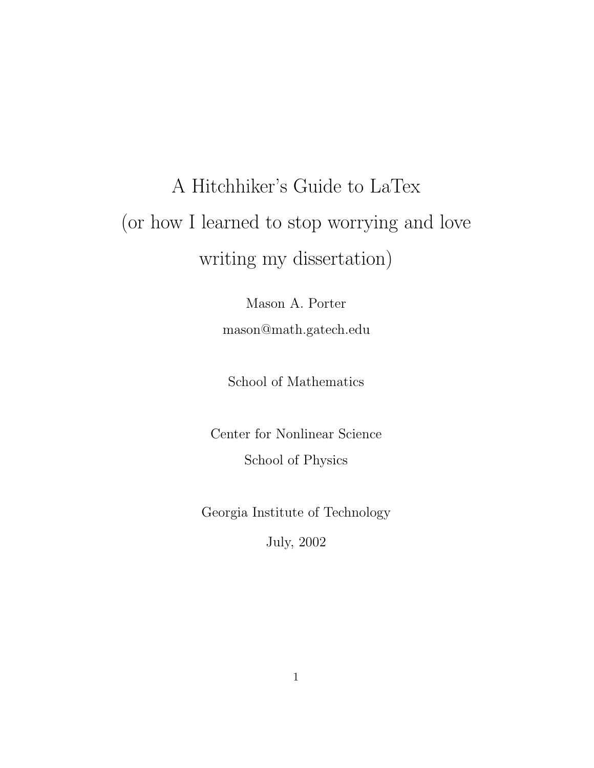# A Hitchhiker's Guide to LaTex (or how I learned to stop worrying and love writing my dissertation)

Mason A. Porter

mason@math.gatech.edu

School of Mathematics

Center for Nonlinear Science

School of Physics

Georgia Institute of Technology

July, 2002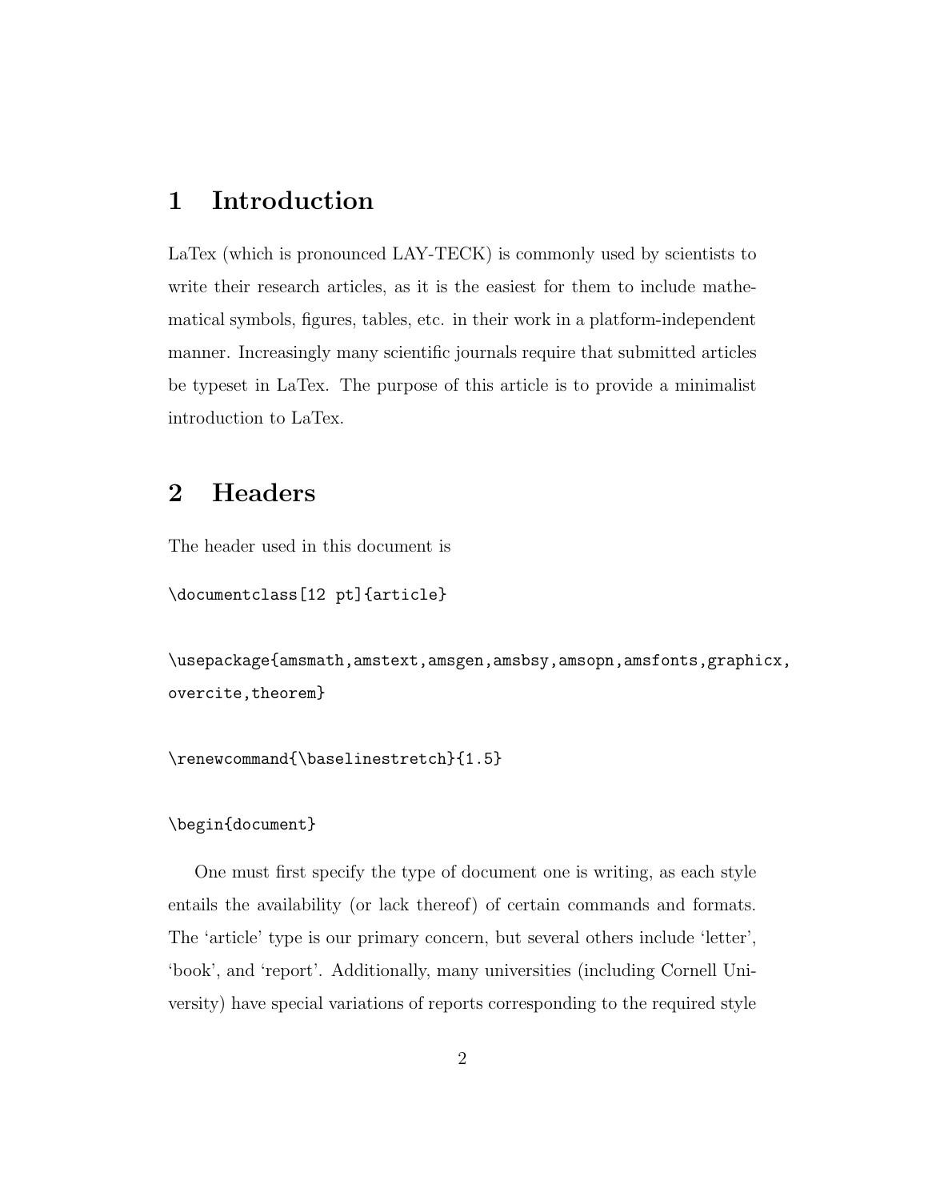# 1 Introduction

LaTex (which is pronounced LAY-TECK) is commonly used by scientists to write their research articles, as it is the easiest for them to include mathematical symbols, figures, tables, etc. in their work in a platform-independent manner. Increasingly many scientific journals require that submitted articles be typeset in LaTex. The purpose of this article is to provide a minimalist introduction to LaTex.

# 2 Headers

The header used in this document is

```
\documentclass[12 pt]{article}

\usepackage{amsmath,amstext,amsgen,amsbsy,amsopn,amsfonts,graphicx,
overcite,theorem}

\renewcommand{\baselinestretch}{1.5}

\begin{document}
```

One must first specify the type of document one is writing, as each style entails the availability (or lack thereof) of certain commands and formats. The 'article' type is our primary concern, but several others include 'letter', 'book', and 'report'. Additionally, many universities (including Cornell University) have special variations of reports corresponding to the required style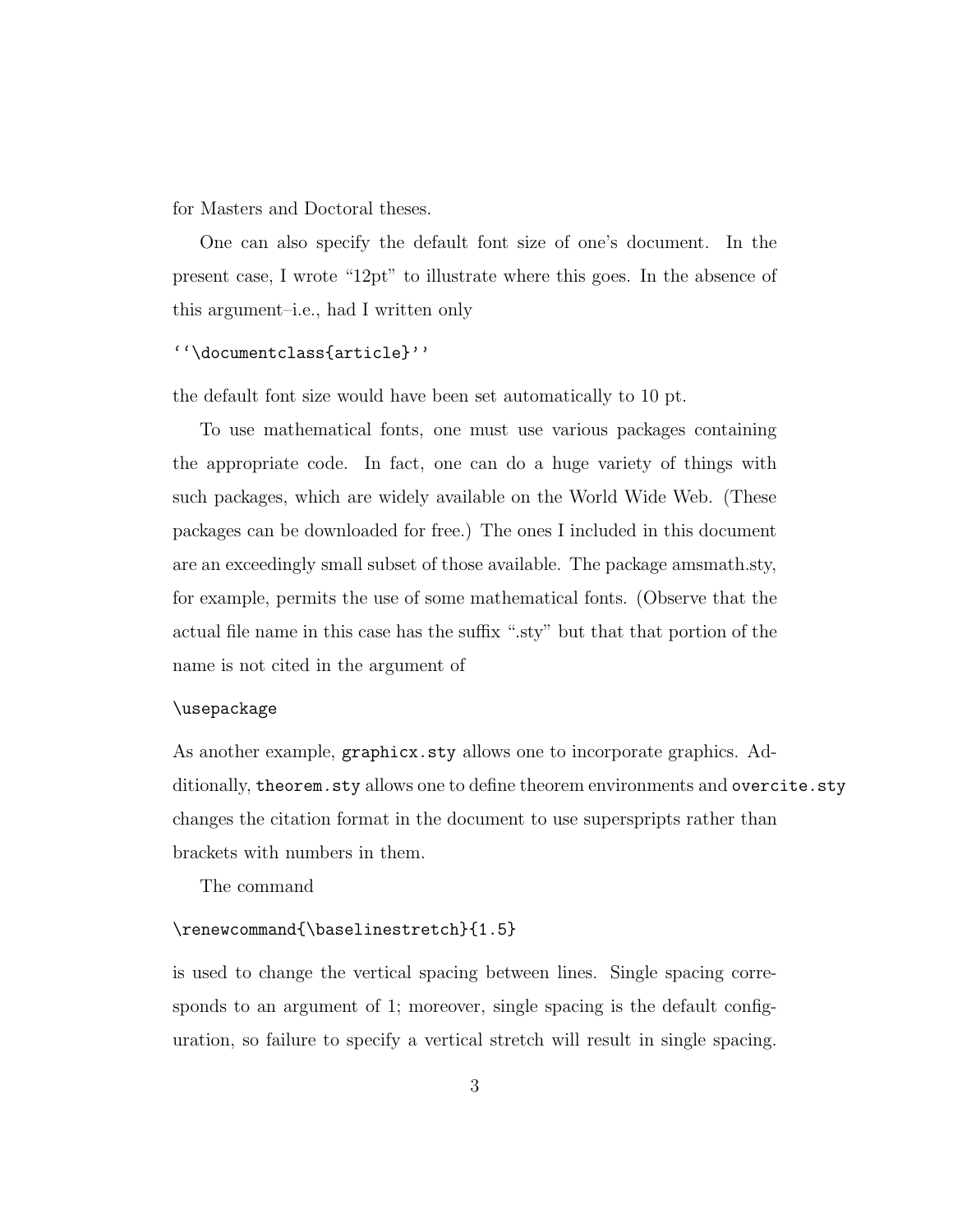for Masters and Doctoral theses.

One can also specify the default font size of one's document. In the present case, I wrote "12pt" to illustrate where this goes. In the absence of this argument–i.e., had I written only

```
``\documentclass{article}''
```

the default font size would have been set automatically to 10 pt.

To use mathematical fonts, one must use various packages containing the appropriate code. In fact, one can do a huge variety of things with such packages, which are widely available on the World Wide Web. (These packages can be downloaded for free.) The ones I included in this document are an exceedingly small subset of those available. The package amsmath.sty, for example, permits the use of some mathematical fonts. (Observe that the actual file name in this case has the suffix ".sty" but that that portion of the name is not cited in the argument of

```
\usepackage
```

As another example, `graphicx.sty` allows one to incorporate graphics. Additionally, `theorem.sty` allows one to define theorem environments and `overcite.sty` changes the citation format in the document to use superspripts rather than brackets with numbers in them.

The command

```
\renewcommand{\baselinestretch}{1.5}
```

is used to change the vertical spacing between lines. Single spacing corresponds to an argument of 1; moreover, single spacing is the default configuration, so failure to specify a vertical stretch will result in single spacing.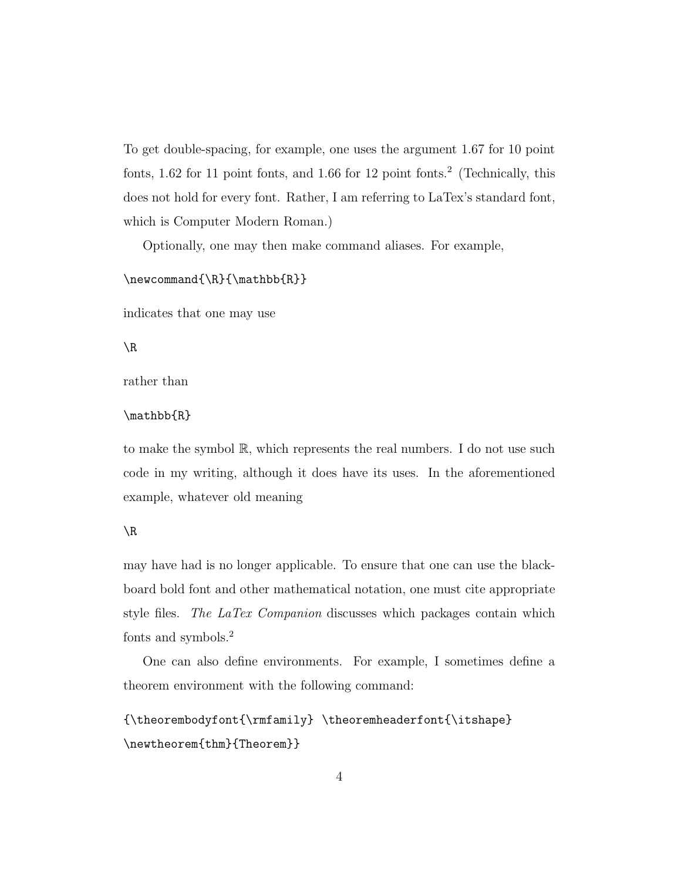To get double-spacing, for example, one uses the argument 1.67 for 10 point fonts, 1.62 for 11 point fonts, and 1.66 for 12 point fonts.[2] (Technically, this does not hold for every font. Rather, I am referring to LaTex's standard font, which is Computer Modern Roman.)

Optionally, one may then make command aliases. For example,

```
\newcommand{\R}{\mathbb{R}}
```

indicates that one may use

```
\R
```

rather than

```
\mathbb{R}
```

to make the symbol $\mathbb{R}$, which represents the real numbers. I do not use such code in my writing, although it does have its uses. In the aforementioned example, whatever old meaning

```
\R
```

may have had is no longer applicable. To ensure that one can use the blackboard bold font and other mathematical notation, one must cite appropriate style files. *The LaTex Companion* discusses which packages contain which fonts and symbols.[2]

One can also define environments. For example, I sometimes define a theorem environment with the following command:

```
{\theorembodyfont{\rmfamily} \theoremheaderfont{\itshape}
\newtheorem{thm}{Theorem}}
```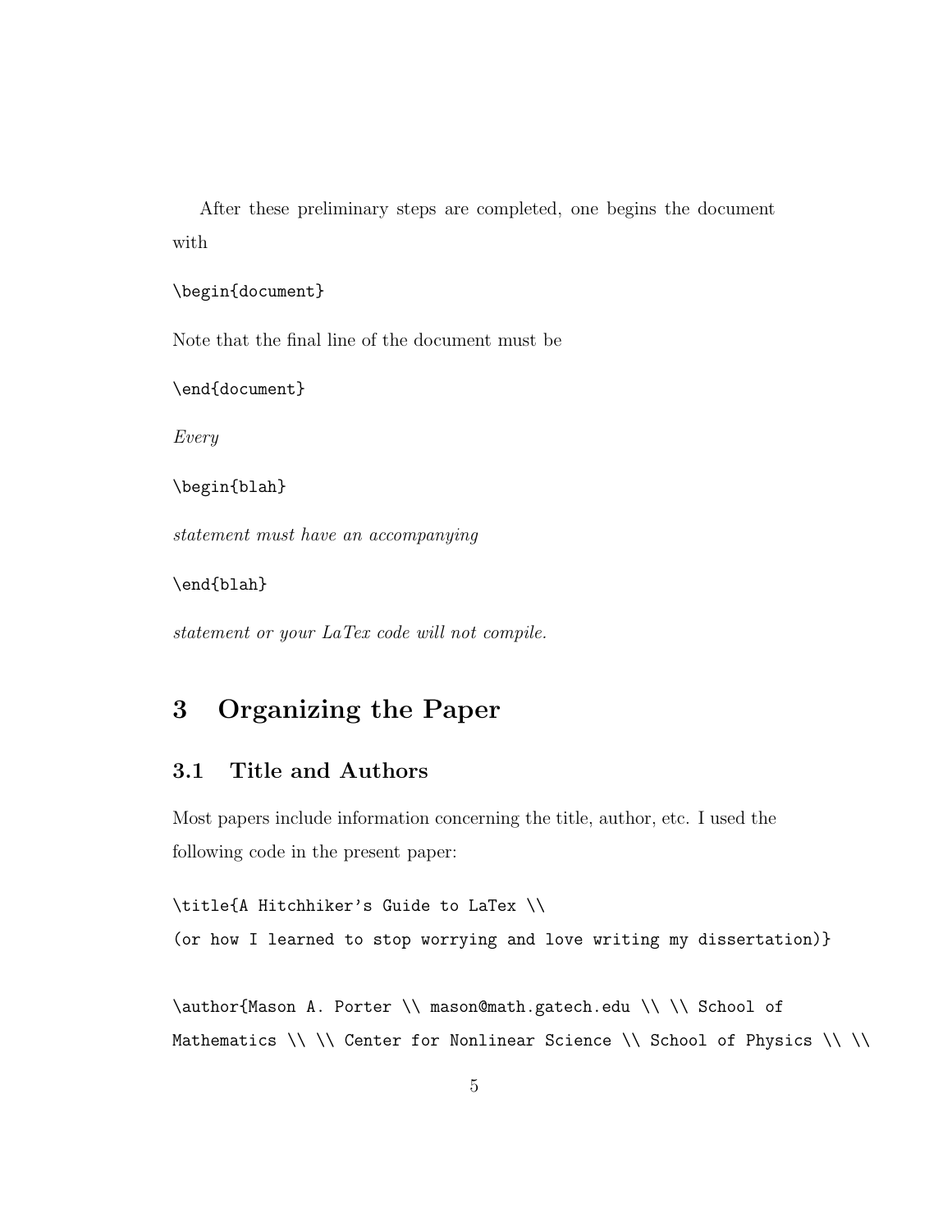After these preliminary steps are completed, one begins the document with

```
\begin{document}
```

Note that the final line of the document must be

```
\end{document}
```

*Every*

```
\begin{blah}
```

*statement must have an accompanying*

```
\end{blah}
```

*statement or your LaTex code will not compile.*

# 3 Organizing the Paper

## 3.1 Title and Authors

Most papers include information concerning the title, author, etc. I used the following code in the present paper:

```
\title{A Hitchhiker's Guide to LaTex \\
(or how I learned to stop worrying and love writing my dissertation)}

\author{Mason A. Porter \\ mason@math.gatech.edu \\ \\ School of
Mathematics \\ \\ Center for Nonlinear Science \\ School of Physics \\ \\
```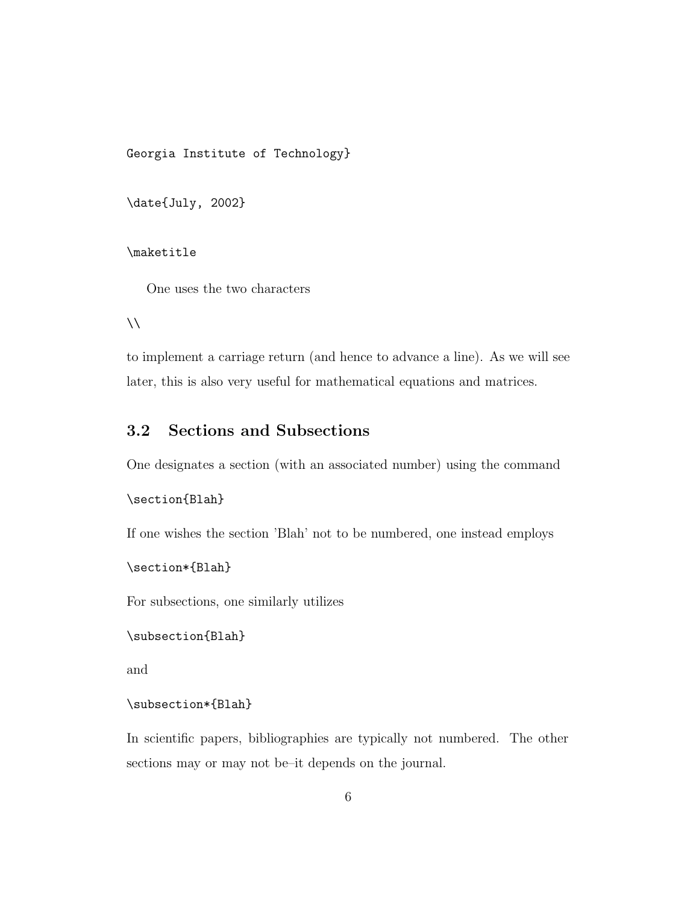```
Georgia Institute of Technology}
```

```
\date{July, 2002}
```

```
\maketitle
```

One uses the two characters

```
\\
```

to implement a carriage return (and hence to advance a line). As we will see later, this is also very useful for mathematical equations and matrices.

### 3.2 Sections and Subsections

One designates a section (with an associated number) using the command

```
\section{Blah}
```

If one wishes the section 'Blah' not to be numbered, one instead employs

```
\section*{Blah}
```

For subsections, one similarly utilizes

```
\subsection{Blah}
```

and

```
\subsection*{Blah}
```

In scientific papers, bibliographies are typically not numbered. The other sections may or may not be–it depends on the journal.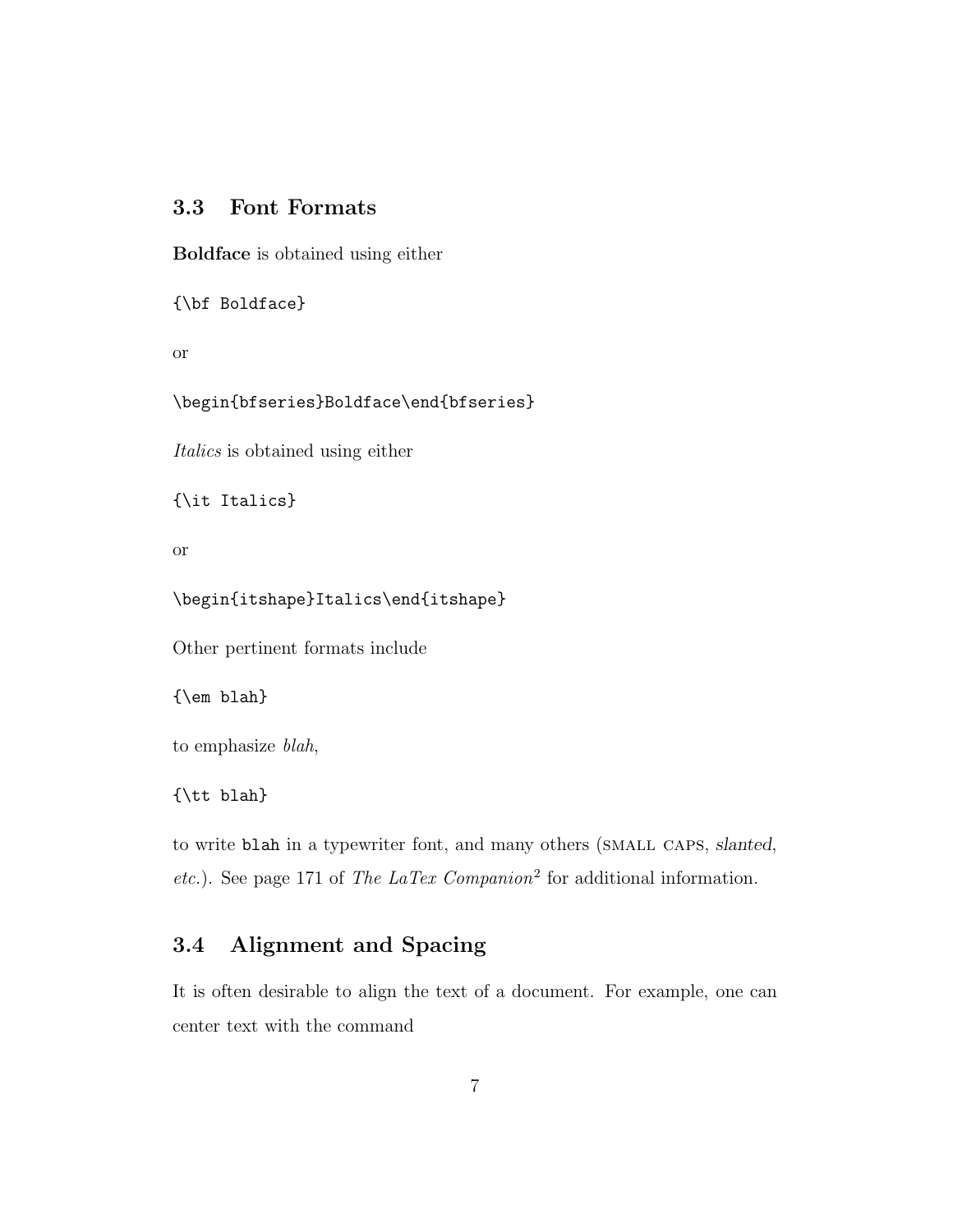## 3.3 Font Formats

**Boldface** is obtained using either

```
{\bf Boldface}
```

or

```
\begin{bfseries}Boldface\end{bfseries}
```

*Italics* is obtained using either

```
{\it Italics}
```

or

```
\begin{itshape}Italics\end{itshape}
```

Other pertinent formats include

```
{\em blah}
```

to emphasize *blah*,

```
{\tt blah}
```

to write `blah` in a typewriter font, and many others (SMALL CAPS, *slanted*, *etc.*). See page 171 of *The LaTex Companion*[2] for additional information.

## 3.4 Alignment and Spacing

It is often desirable to align the text of a document. For example, one can center text with the command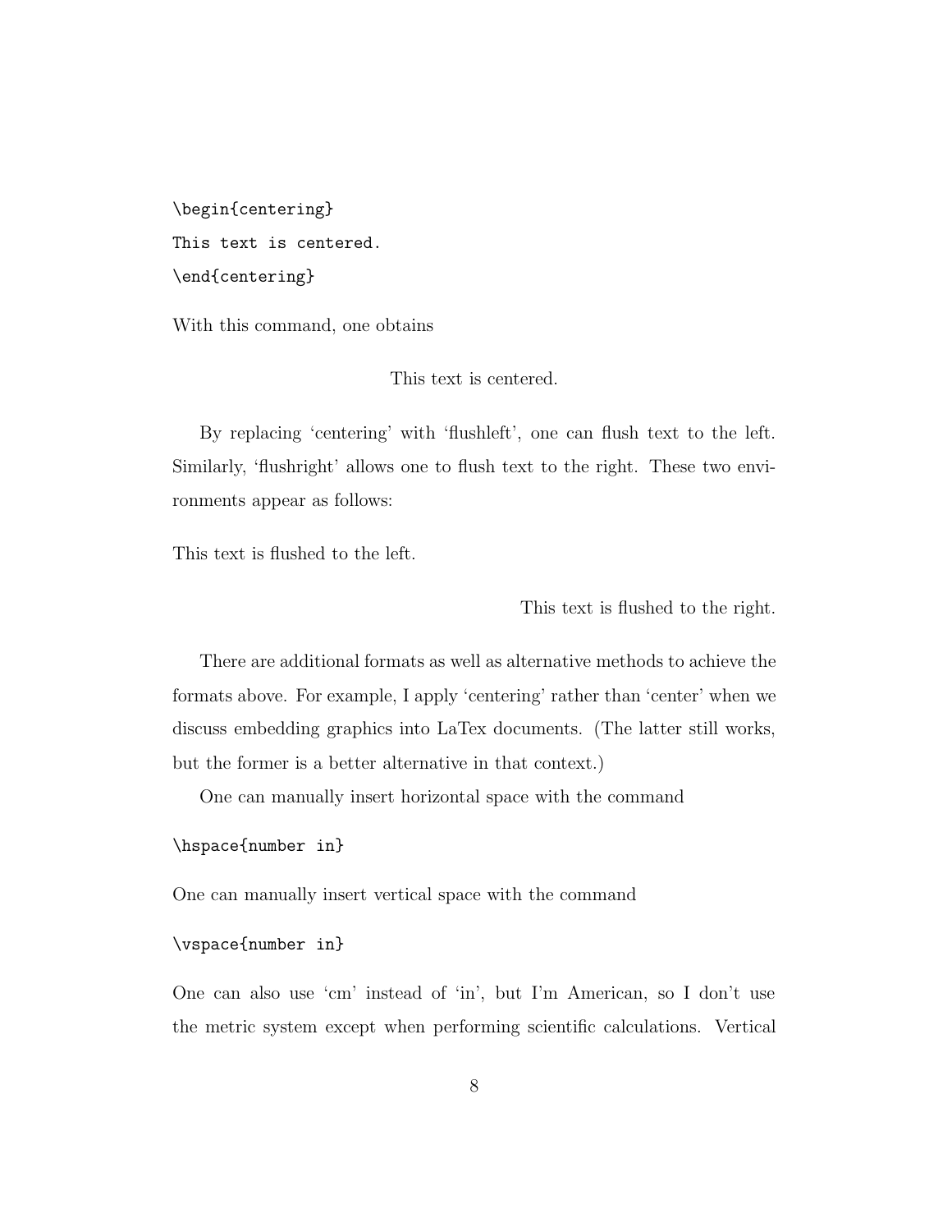```
\begin{centering}
This text is centered.
\end{centering}
```

With this command, one obtains

This text is centered.

By replacing ‘centering’ with ‘flushleft’, one can flush text to the left. Similarly, ‘flushright’ allows one to flush text to the right. These two environments appear as follows:

This text is flushed to the left.

This text is flushed to the right.

There are additional formats as well as alternative methods to achieve the formats above. For example, I apply ‘centering’ rather than ‘center’ when we discuss embedding graphics into LaTex documents. (The latter still works, but the former is a better alternative in that context.)

One can manually insert horizontal space with the command

```
\hspace{number in}
```

One can manually insert vertical space with the command

```
\vspace{number in}
```

One can also use ‘cm’ instead of ‘in’, but I’m American, so I don’t use the metric system except when performing scientific calculations. Vertical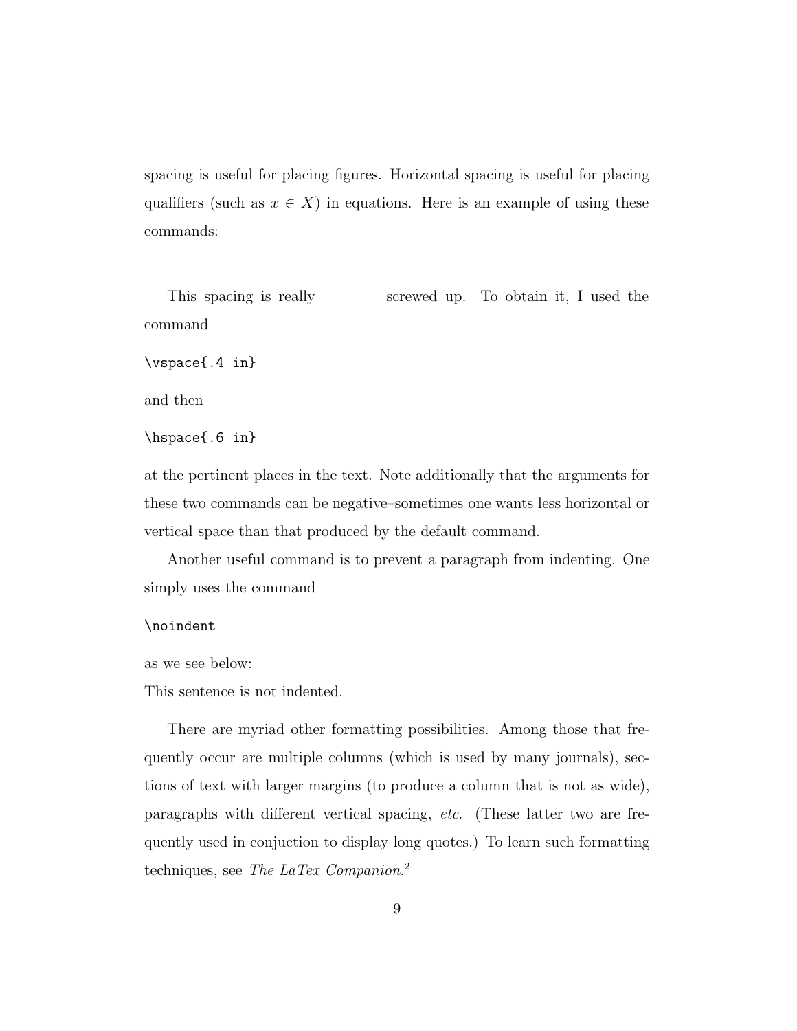spacing is useful for placing figures. Horizontal spacing is useful for placing qualifiers (such as $x \in X$) in equations. Here is an example of using these commands:

This spacing is really        screwed up. To obtain it, I used the command

```
\vspace{.4 in}
```

and then

```
\hspace{.6 in}
```

at the pertinent places in the text. Note additionally that the arguments for these two commands can be negative–sometimes one wants less horizontal or vertical space than that produced by the default command.

Another useful command is to prevent a paragraph from indenting. One simply uses the command

```
\noindent
```

as we see below:

This sentence is not indented.

There are myriad other formatting possibilities. Among those that frequently occur are multiple columns (which is used by many journals), sections of text with larger margins (to produce a column that is not as wide), paragraphs with different vertical spacing, *etc.* (These latter two are frequently used in conjuction to display long quotes.) To learn such formatting techniques, see *The LaTex Companion*.[2]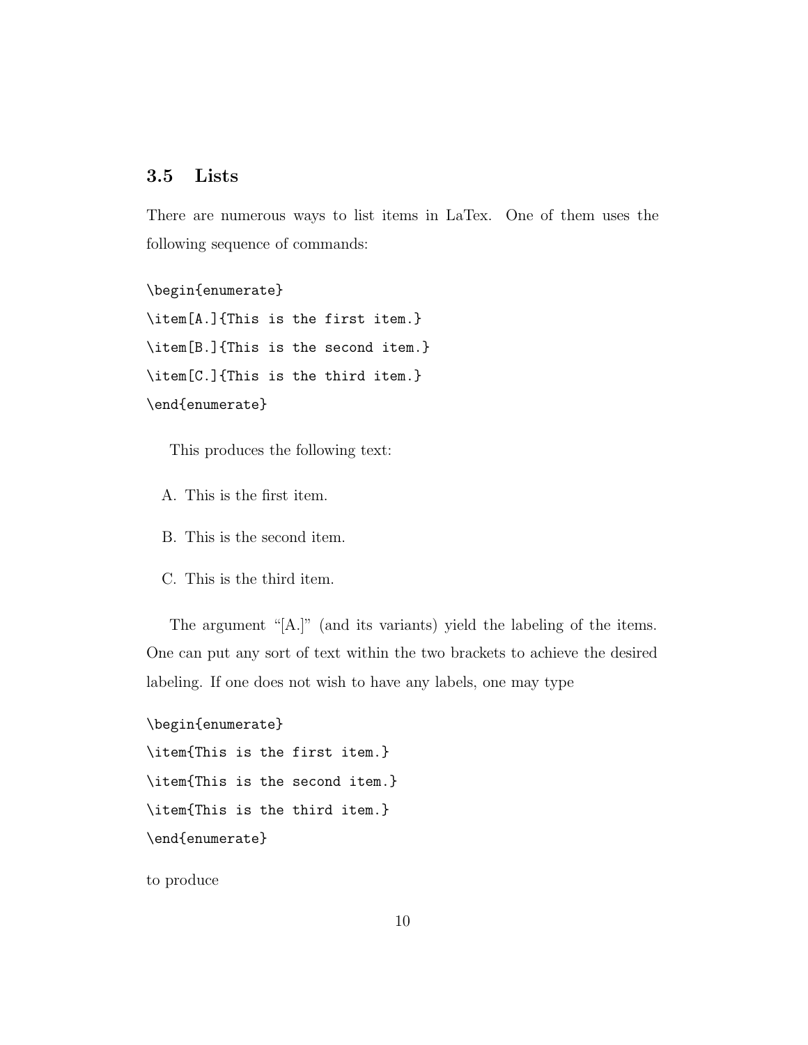### 3.5 Lists

There are numerous ways to list items in LaTex. One of them uses the following sequence of commands:

```
\begin{enumerate}
\item[A.]{This is the first item.}
\item[B.]{This is the second item.}
\item[C.]{This is the third item.}
\end{enumerate}
```

This produces the following text:

A. This is the first item.

B. This is the second item.

C. This is the third item.

The argument "[A.]" (and its variants) yield the labeling of the items. One can put any sort of text within the two brackets to achieve the desired labeling. If one does not wish to have any labels, one may type

```
\begin{enumerate}
\item{This is the first item.}
\item{This is the second item.}
\item{This is the third item.}
\end{enumerate}
```

to produce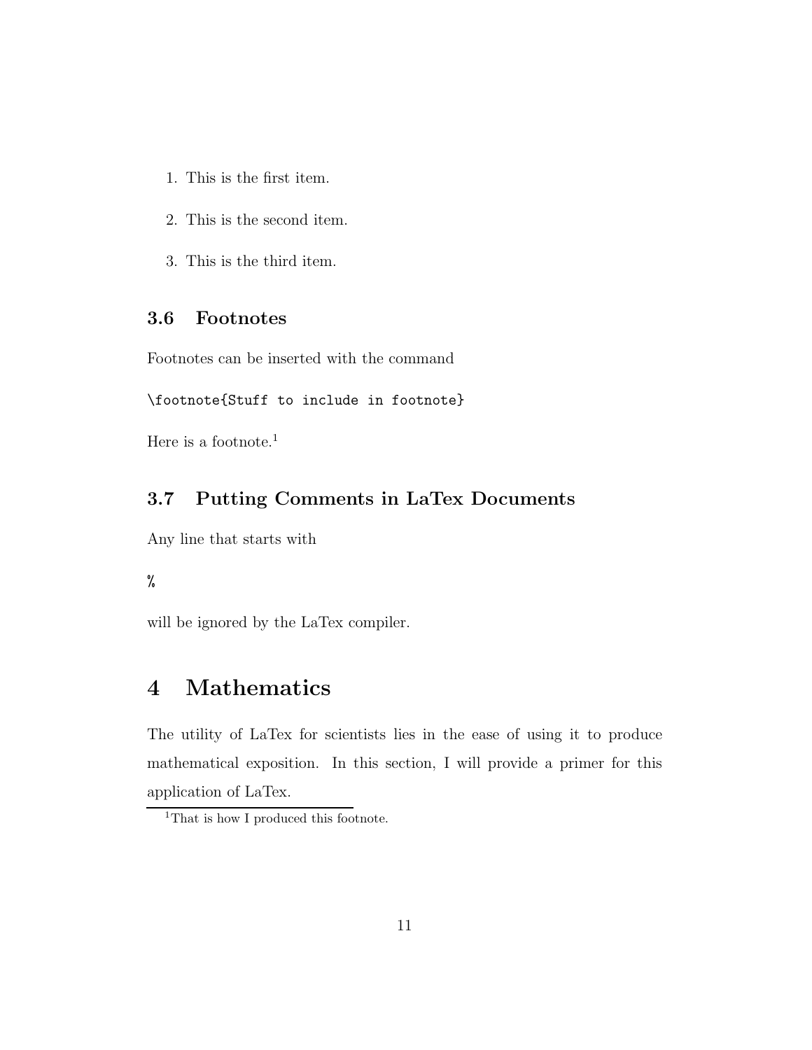1. This is the first item.
2. This is the second item.
3. This is the third item.

### 3.6 Footnotes

Footnotes can be inserted with the command

```
\footnote{Stuff to include in footnote}
```

Here is a footnote.[1]

### 3.7 Putting Comments in LaTex Documents

Any line that starts with

```
%
```

will be ignored by the LaTex compiler.

## 4 Mathematics

The utility of LaTex for scientists lies in the ease of using it to produce mathematical exposition. In this section, I will provide a primer for this application of LaTex.

[1] That is how I produced this footnote.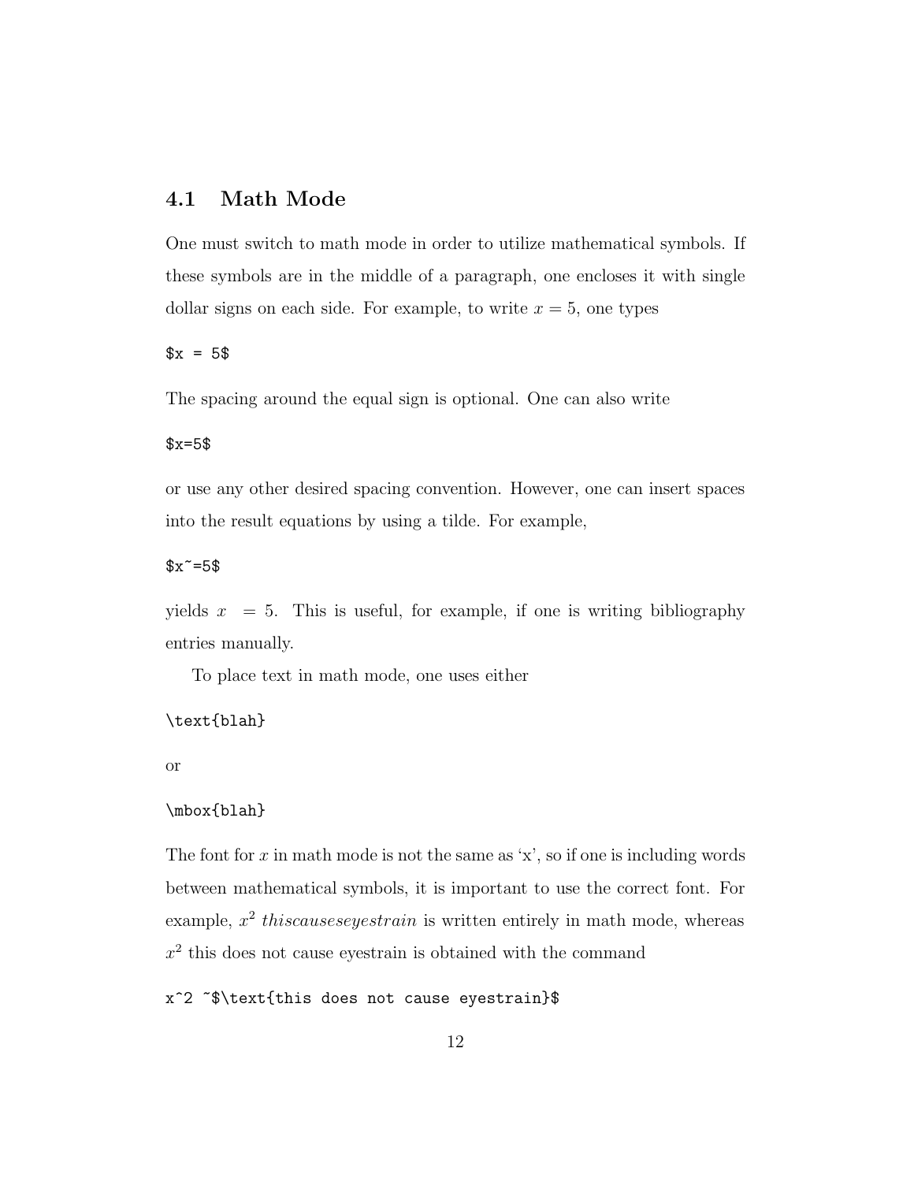## 4.1 Math Mode

One must switch to math mode in order to utilize mathematical symbols. If these symbols are in the middle of a paragraph, one encloses it with single dollar signs on each side. For example, to write $x = 5$, one types

```
$x = 5$
```

The spacing around the equal sign is optional. One can also write

```
$x=5$
```

or use any other desired spacing convention. However, one can insert spaces into the result equations by using a tilde. For example,

```
$x~=5$
```

yields $x~~=5$. This is useful, for example, if one is writing bibliography entries manually.

To place text in math mode, one uses either

```
\text{blah}
```

or

```
\mbox{blah}
```

The font for $x$ in math mode is not the same as 'x', so if one is including words between mathematical symbols, it is important to use the correct font. For example, $x^2~thiscauseseyestrain$ is written entirely in math mode, whereas $x^2$ this does not cause eyestrain is obtained with the command

```
x^2 ~$\text{this does not cause eyestrain}$
```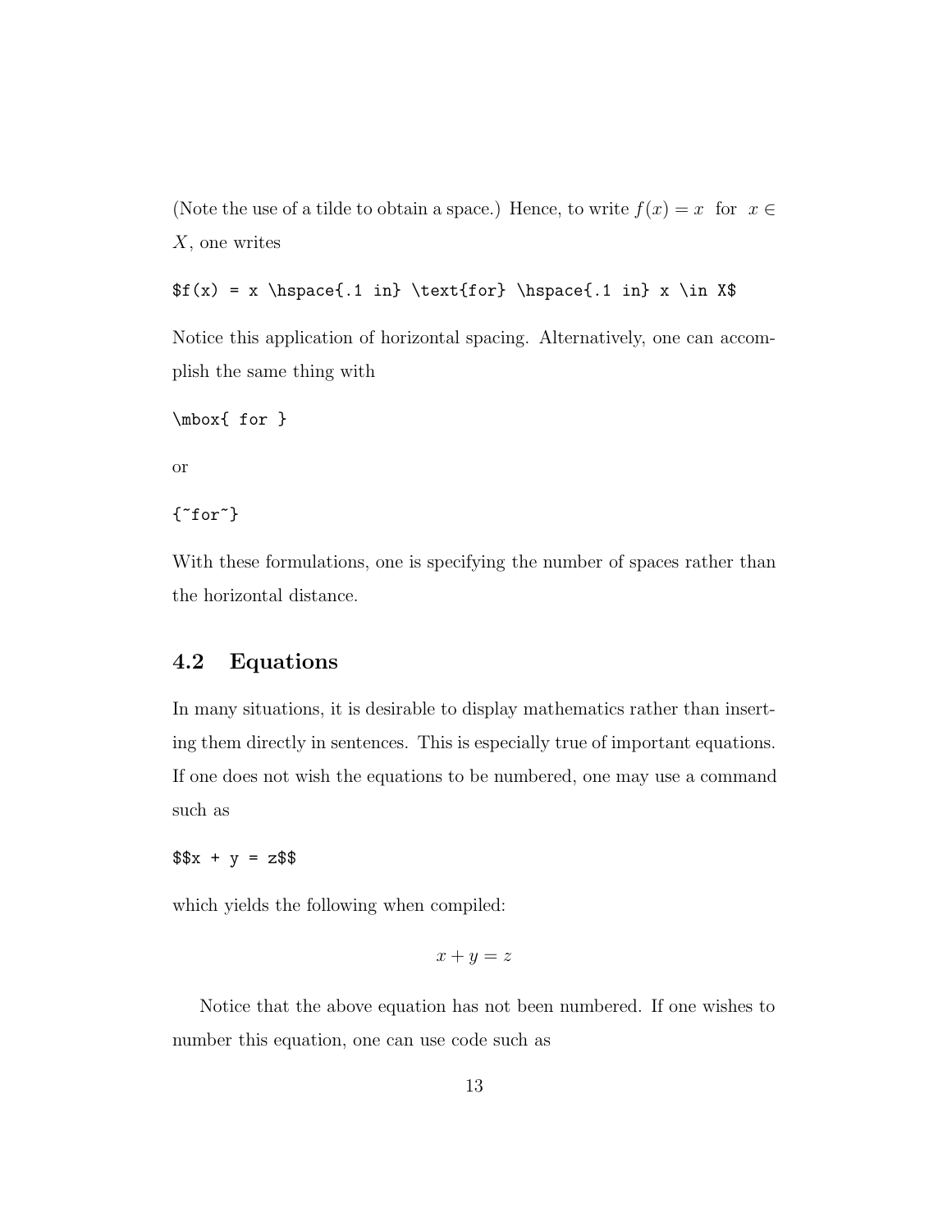(Note the use of a tilde to obtain a space.) Hence, to write $f(x) = x \hspace{.1 in} \text{for} \hspace{.1 in} x \in X$, one writes

```
$f(x) = x \hspace{.1 in} \text{for} \hspace{.1 in} x \in X$
```

Notice this application of horizontal spacing. Alternatively, one can accomplish the same thing with

```
\mbox{ for }
```

or

```
{~for~}
```

With these formulations, one is specifying the number of spaces rather than the horizontal distance.

## 4.2 Equations

In many situations, it is desirable to display mathematics rather than inserting them directly in sentences. This is especially true of important equations. If one does not wish the equations to be numbered, one may use a command such as

```
$$x + y = z$$
```

which yields the following when compiled:

$$x + y = z$$

Notice that the above equation has not been numbered. If one wishes to number this equation, one can use code such as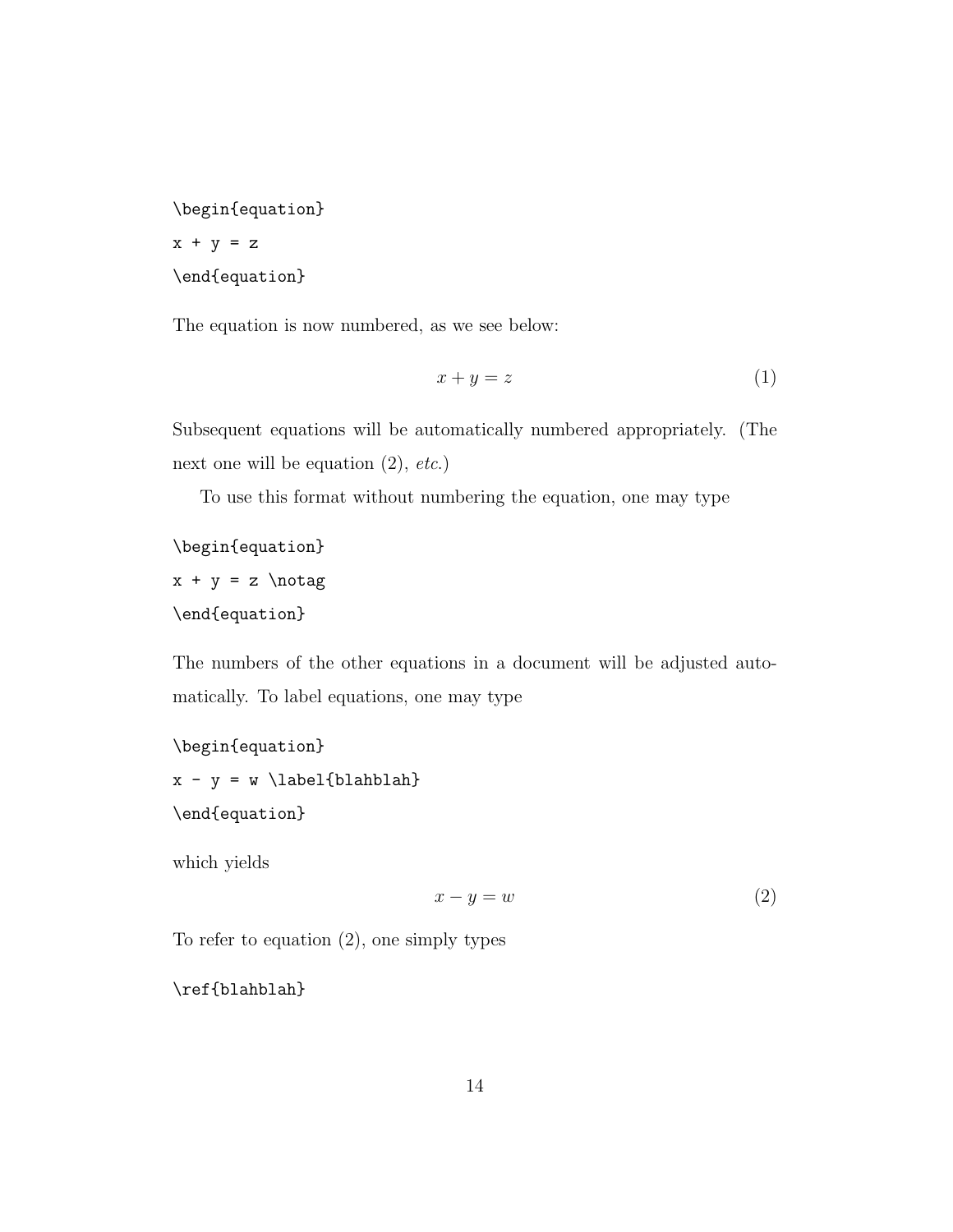```
\begin{equation}
x + y = z
\end{equation}
```

The equation is now numbered, as we see below:

$$x + y = z \tag{1}$$

Subsequent equations will be automatically numbered appropriately. (The next one will be equation (2), *etc.*)

To use this format without numbering the equation, one may type

```
\begin{equation}
x + y = z \notag
\end{equation}
```

The numbers of the other equations in a document will be adjusted automatically. To label equations, one may type

```
\begin{equation}
x - y = w \label{blahblah}
\end{equation}
```

which yields

$$x - y = w \tag{2}$$

To refer to equation (2), one simply types

```
\ref{blahblah}
```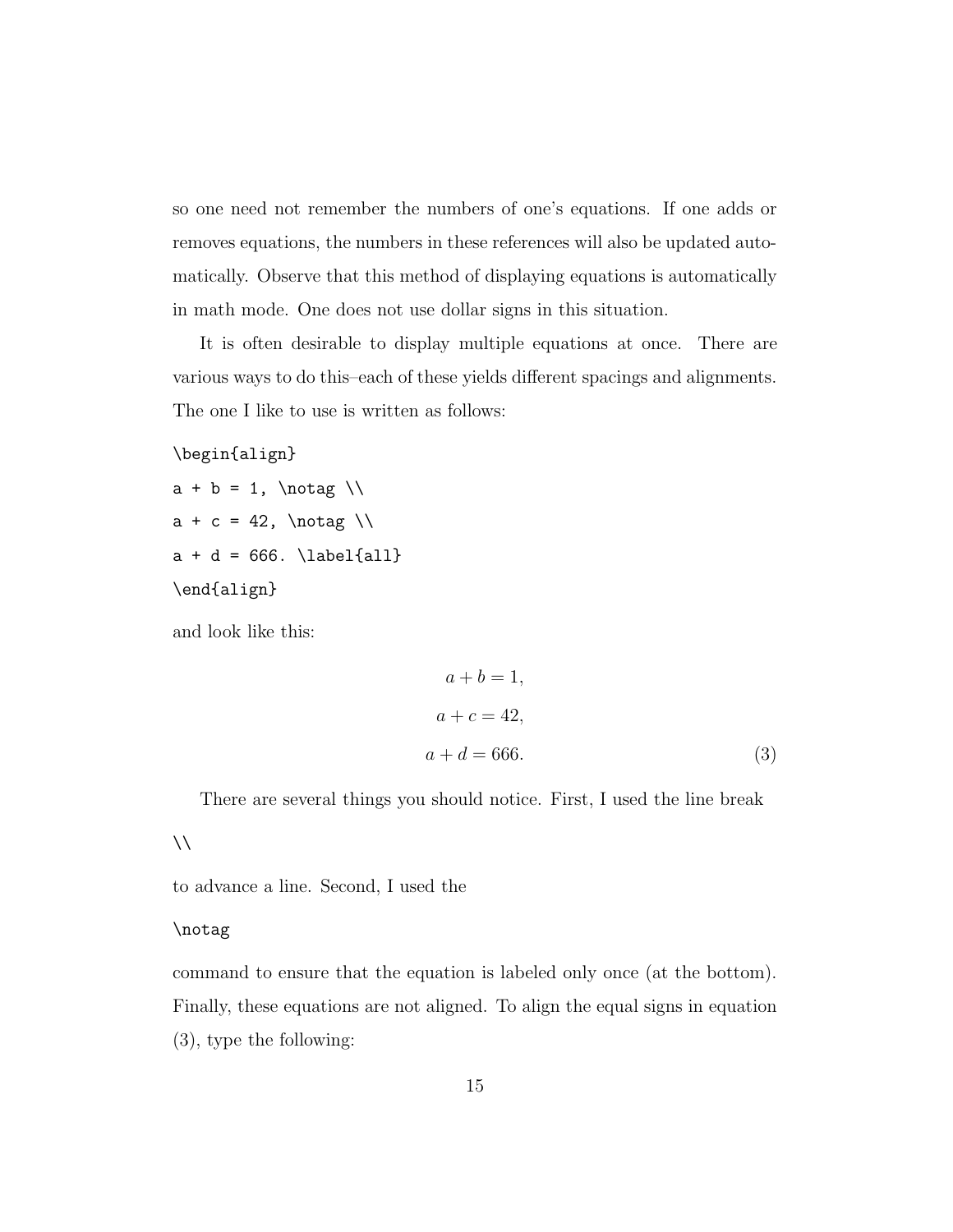so one need not remember the numbers of one's equations. If one adds or removes equations, the numbers in these references will also be updated automatically. Observe that this method of displaying equations is automatically in math mode. One does not use dollar signs in this situation.

It is often desirable to display multiple equations at once. There are various ways to do this–each of these yields different spacings and alignments. The one I like to use is written as follows:

```
\begin{align}
a + b = 1, \notag \\
a + c = 42, \notag \\
a + d = 666. \label{all}
\end{align}
```

and look like this:

$$
\begin{align}
a + b = 1, \notag \\
a + c = 42, \notag \\
a + d = 666. \tag{3}
\end{align}
$$

There are several things you should notice. First, I used the line break

```
\\
```

to advance a line. Second, I used the

```
\notag
```

command to ensure that the equation is labeled only once (at the bottom). Finally, these equations are not aligned. To align the equal signs in equation (3), type the following: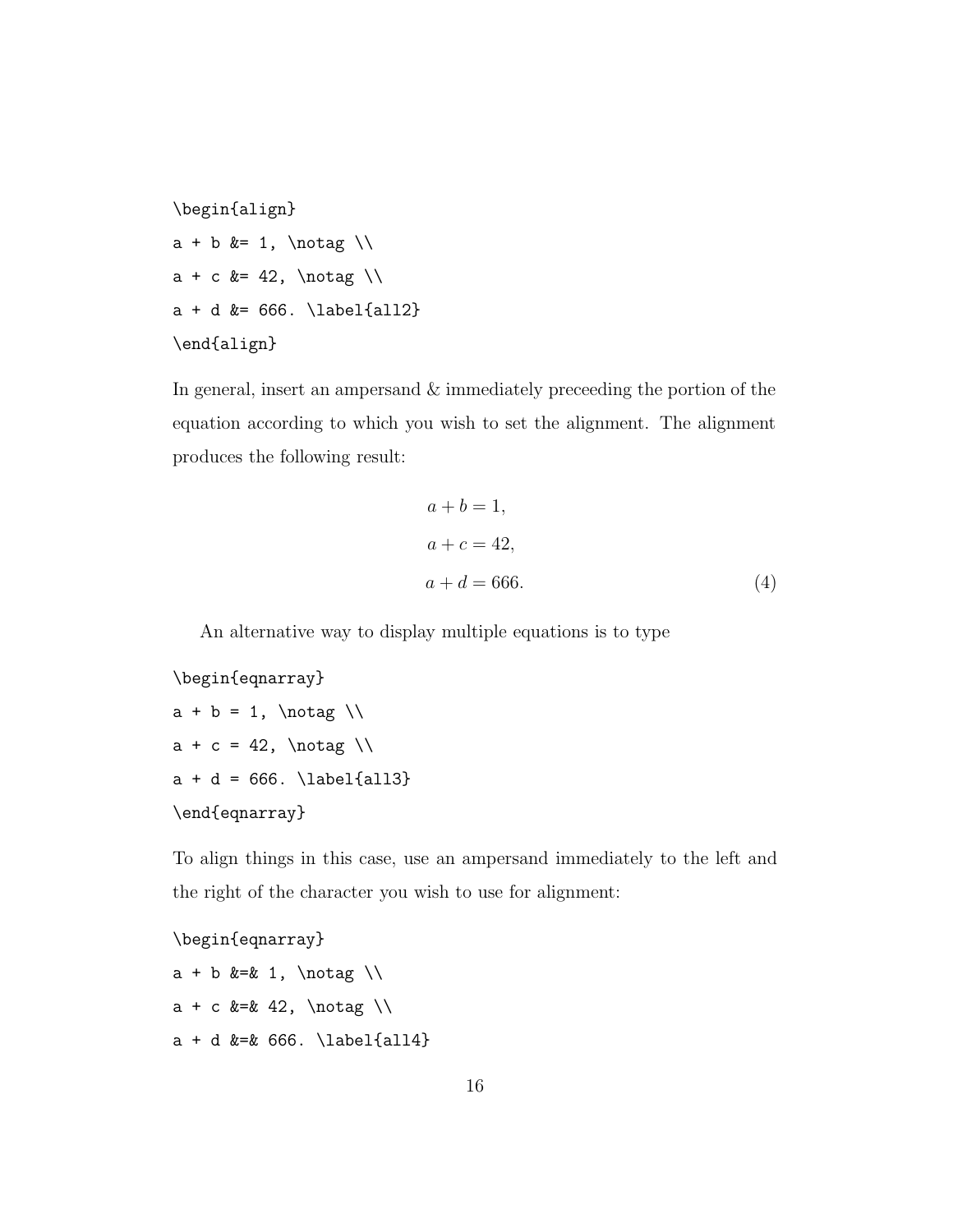```
\begin{align}
a + b &= 1, \notag \\
a + c &= 42, \notag \\
a + d &= 666. \label{all2}
\end{align}
```

In general, insert an ampersand & immediately preceeding the portion of the equation according to which you wish to set the alignment. The alignment produces the following result:

$$
\begin{aligned}
a + b &= 1, \\
a + c &= 42, \\
a + d &= 666. \qquad (4)
\end{aligned}
$$

An alternative way to display multiple equations is to type

```
\begin{eqnarray}
a + b = 1, \notag \\
a + c = 42, \notag \\
a + d = 666. \label{all3}
\end{eqnarray}
```

To align things in this case, use an ampersand immediately to the left and the right of the character you wish to use for alignment:

```
\begin{eqnarray}
a + b &=& 1, \notag \\
a + c &=& 42, \notag \\
a + d &=& 666. \label{all4}
```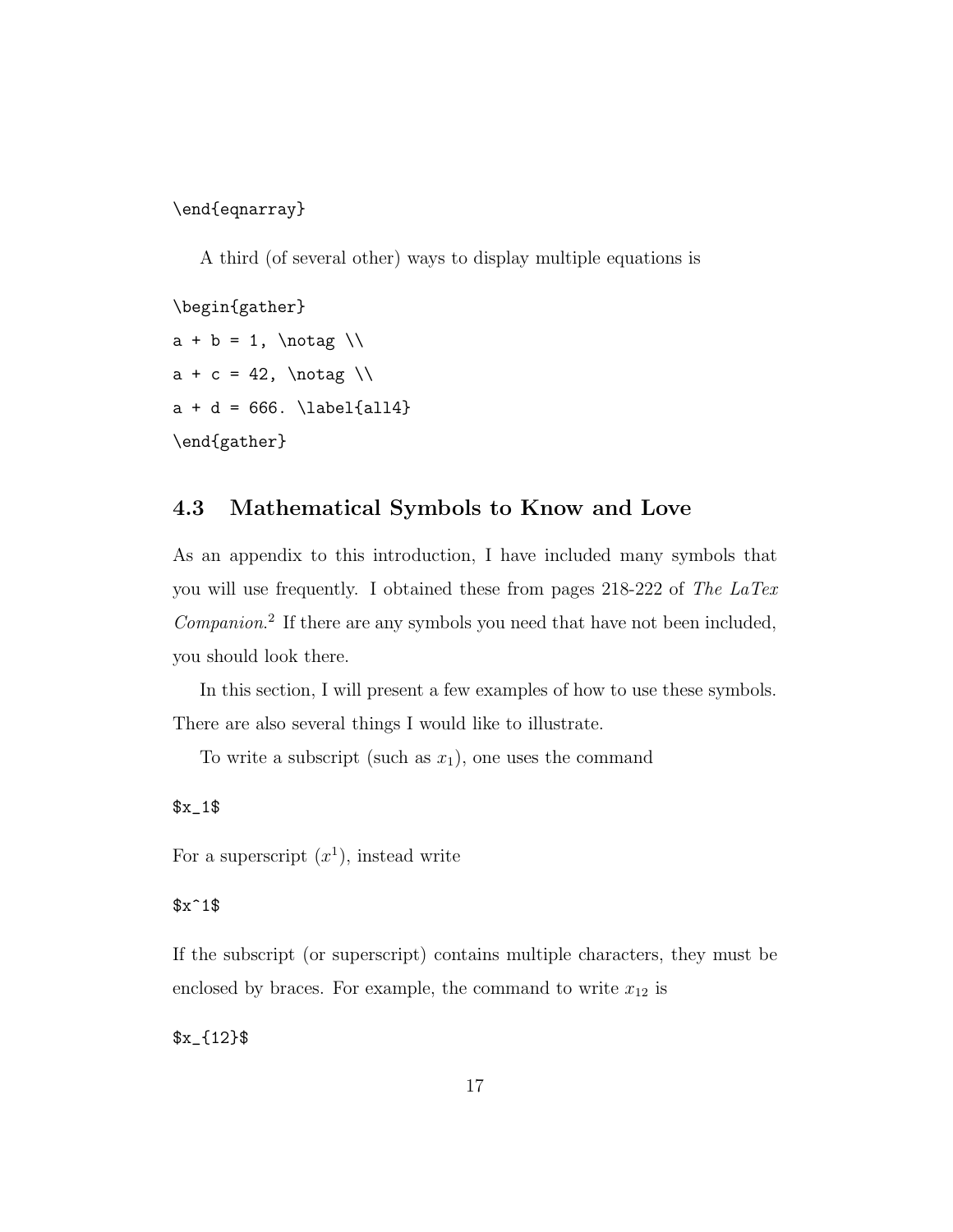```
\end{eqnarray}
```

A third (of several other) ways to display multiple equations is

```
\begin{gather}
a + b = 1, \notag \\
a + c = 42, \notag \\
a + d = 666. \label{all4}
\end{gather}
```

## 4.3 Mathematical Symbols to Know and Love

As an appendix to this introduction, I have included many symbols that you will use frequently. I obtained these from pages 218-222 of *The LaTex Companion*.[2] If there are any symbols you need that have not been included, you should look there.

In this section, I will present a few examples of how to use these symbols. There are also several things I would like to illustrate.

To write a subscript (such as $x_1$), one uses the command

```
$x_1$
```

For a superscript ($x^1$), instead write

```
$x^1$
```

If the subscript (or superscript) contains multiple characters, they must be enclosed by braces. For example, the command to write $x_{12}$ is

```
$x_{12}$
```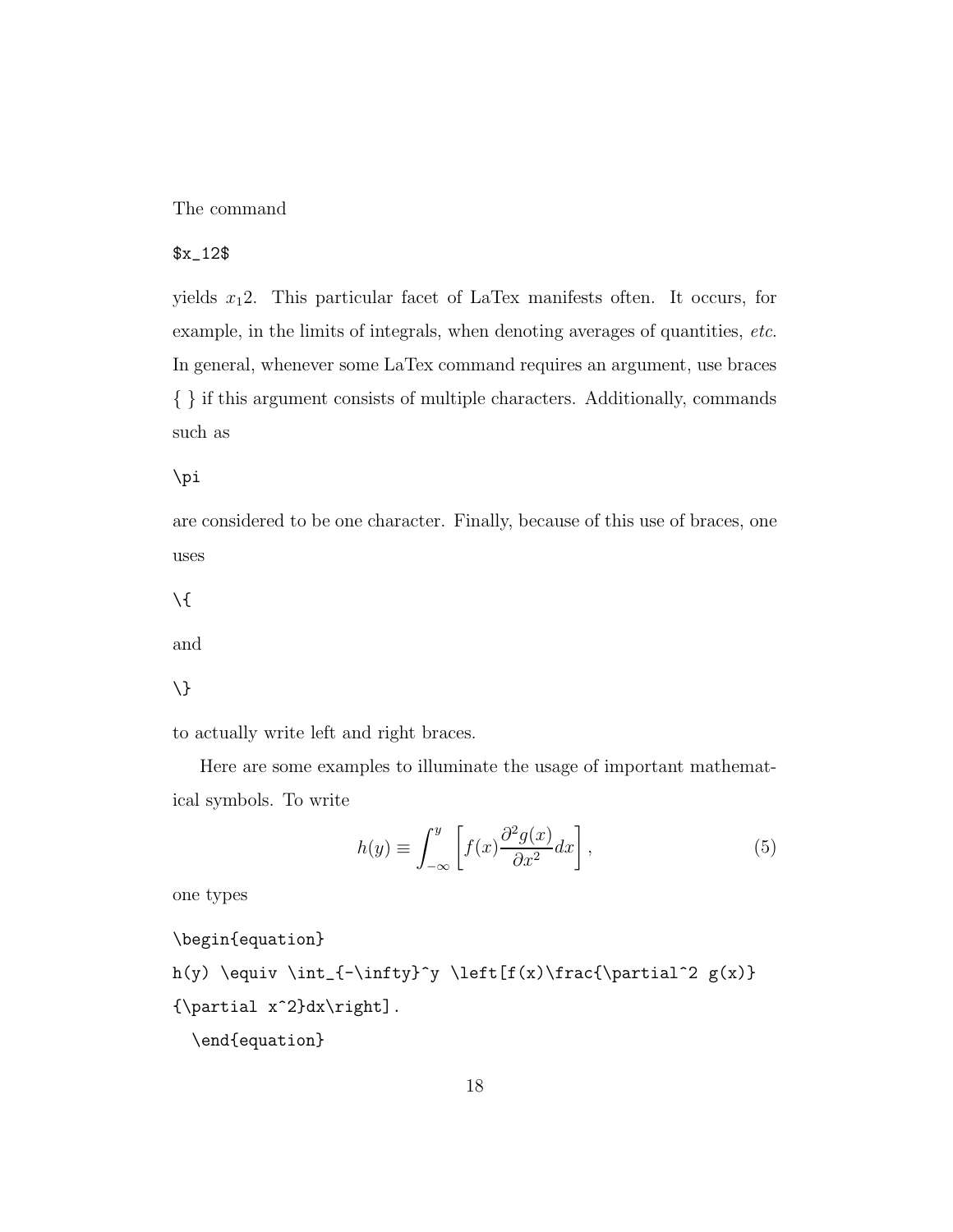The command

```
$x_12$
```

yields $x_12$. This particular facet of LaTex manifests often. It occurs, for example, in the limits of integrals, when denoting averages of quantities, *etc.* In general, whenever some LaTex command requires an argument, use braces { } if this argument consists of multiple characters. Additionally, commands such as

```
\pi
```

are considered to be one character. Finally, because of this use of braces, one uses

```
\{
```

and

```
\}
```

to actually write left and right braces.

Here are some examples to illuminate the usage of important mathematical symbols. To write

$$h(y) \equiv \int_{-\infty}^y \left[f(x)\frac{\partial^2 g(x)}{\partial x^2}dx\right], \tag{5}$$

one types

```
\begin{equation}
h(y) \equiv \int_{-\infty}^y \left[f(x)\frac{\partial^2 g(x)}
{\partial x^2}dx\right].
  \end{equation}
```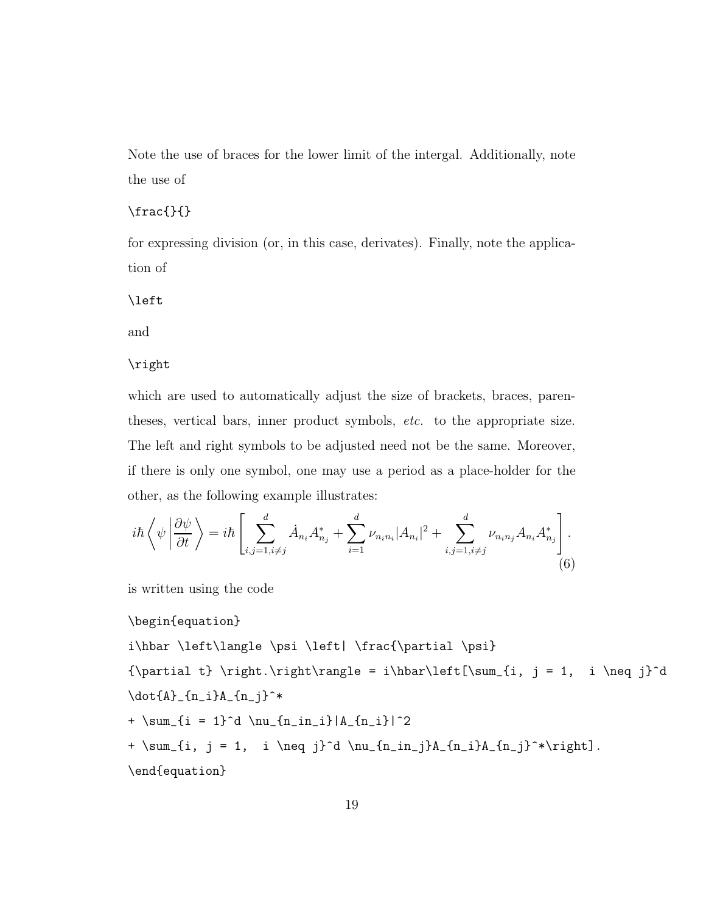Note the use of braces for the lower limit of the intergal. Additionally, note the use of

```
\frac{}{}
```

for expressing division (or, in this case, derivates). Finally, note the application of

```
\left
```

and

```
\right
```

which are used to automatically adjust the size of brackets, braces, parentheses, vertical bars, inner product symbols, *etc.* to the appropriate size. The left and right symbols to be adjusted need not be the same. Moreover, if there is only one symbol, one may use a period as a place-holder for the other, as the following example illustrates:

$$i\hbar \left\langle \psi \left| \frac{\partial \psi}{\partial t} \right.\right\rangle = i\hbar\left[\sum_{i, j = 1, i \neq j}^d \dot{A}_{n_i}A_{n_j}^* + \sum_{i = 1}^d \nu_{n_in_i}|A_{n_i}|^2 + \sum_{i, j = 1, i \neq j}^d \nu_{n_in_j}A_{n_i}A_{n_j}^*\right]. \tag{6}$$

is written using the code

```
\begin{equation}
i\hbar \left\langle \psi \left| \frac{\partial \psi}
{\partial t} \right.\right\rangle = i\hbar\left[\sum_{i, j = 1,  i \neq j}^d
\dot{A}_{n_i}A_{n_j}^*
+ \sum_{i = 1}^d \nu_{n_in_i}|A_{n_i}|^2
+ \sum_{i, j = 1,  i \neq j}^d \nu_{n_in_j}A_{n_i}A_{n_j}^*\right].
\end{equation}
```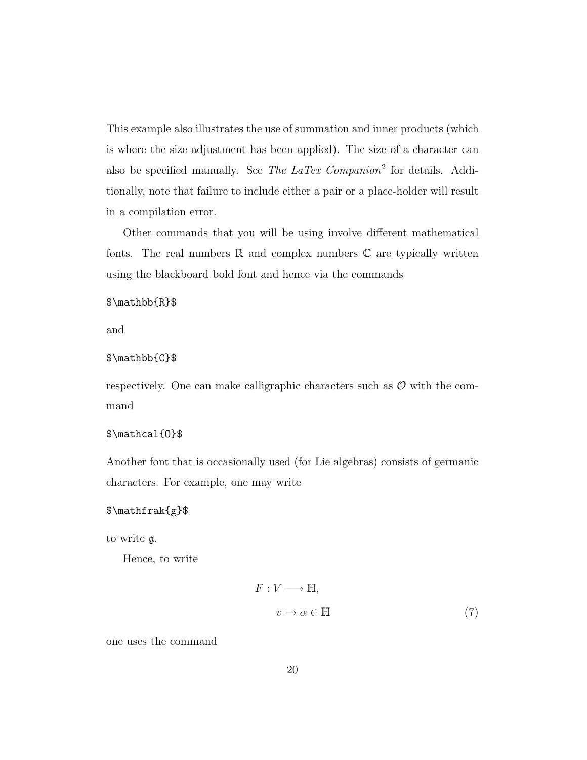This example also illustrates the use of summation and inner products (which is where the size adjustment has been applied). The size of a character can also be specified manually. See *The LaTex Companion*[2] for details. Additionally, note that failure to include either a pair or a place-holder will result in a compilation error.

Other commands that you will be using involve different mathematical fonts. The real numbers $\mathbb{R}$ and complex numbers $\mathbb{C}$ are typically written using the blackboard bold font and hence via the commands

```
$\mathbb{R}$
```

and

```
$\mathbb{C}$
```

respectively. One can make calligraphic characters such as $\mathcal{O}$ with the command

```
$\mathcal{O}$
```

Another font that is occasionally used (for Lie algebras) consists of germanic characters. For example, one may write

```
$\mathfrak{g}$
```

to write $\mathfrak{g}$.

Hence, to write

$$
\begin{aligned}
F : V &\longrightarrow \mathbb{H}, \\
v &\mapsto \alpha \in \mathbb{H} \qquad (7)
\end{aligned}
$$

one uses the command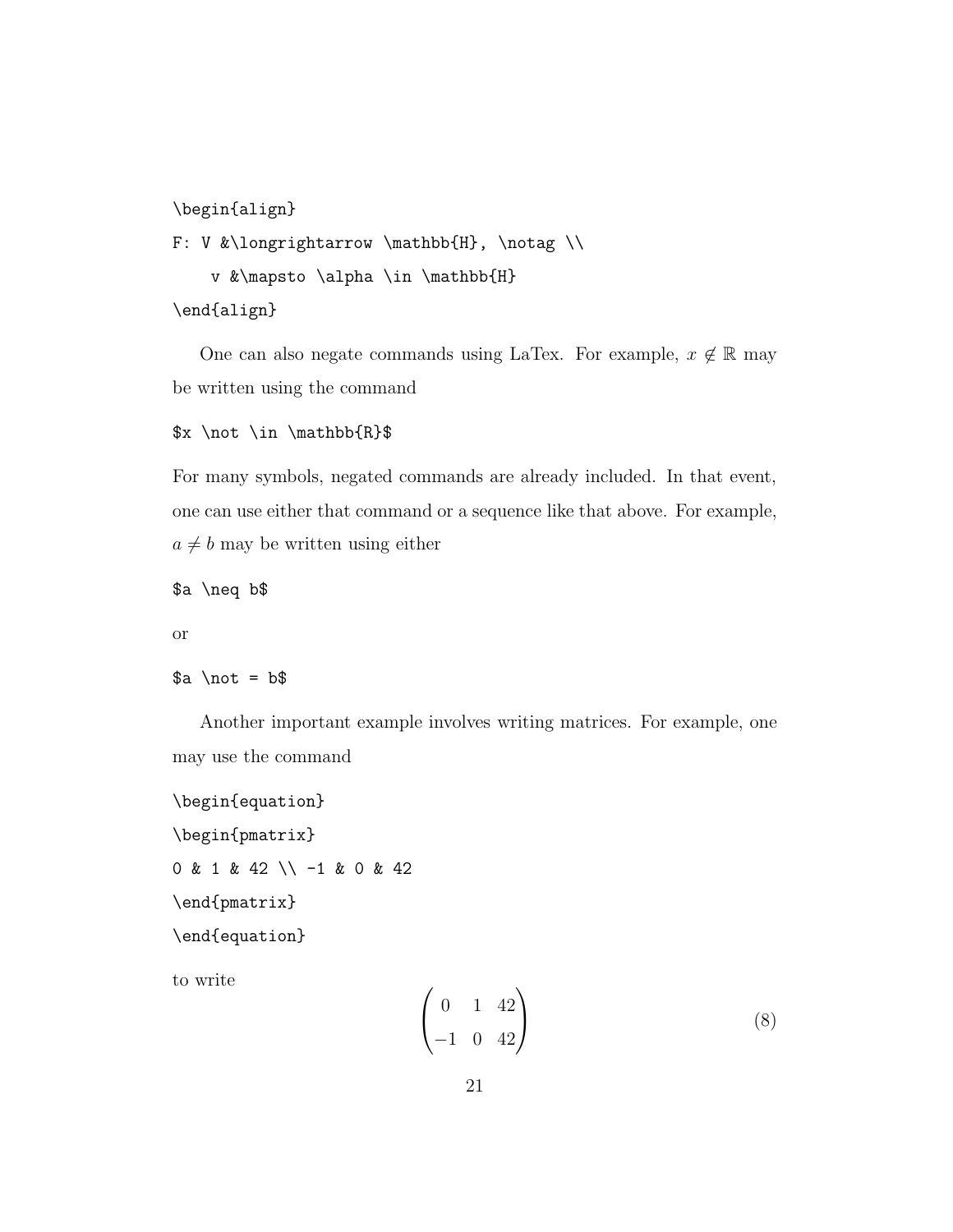```
\begin{align}
F: V &\longrightarrow \mathbb{H}, \notag \\
    v &\mapsto \alpha \in \mathbb{H}
\end{align}
```

One can also negate commands using LaTex. For example, $x \not\in \mathbb{R}$ may be written using the command

```
$x \not \in \mathbb{R}$
```

For many symbols, negated commands are already included. In that event, one can use either that command or a sequence like that above. For example, $a \neq b$ may be written using either

```
$a \neq b$
```

or

```
$a \not = b$
```

Another important example involves writing matrices. For example, one may use the command

```
\begin{equation}
\begin{pmatrix}
0 & 1 & 42 \\ -1 & 0 & 42
\end{pmatrix}
\end{equation}
```

to write

$$
\begin{pmatrix}
0 & 1 & 42 \\ -1 & 0 & 42
\end{pmatrix}
\tag{8}
$$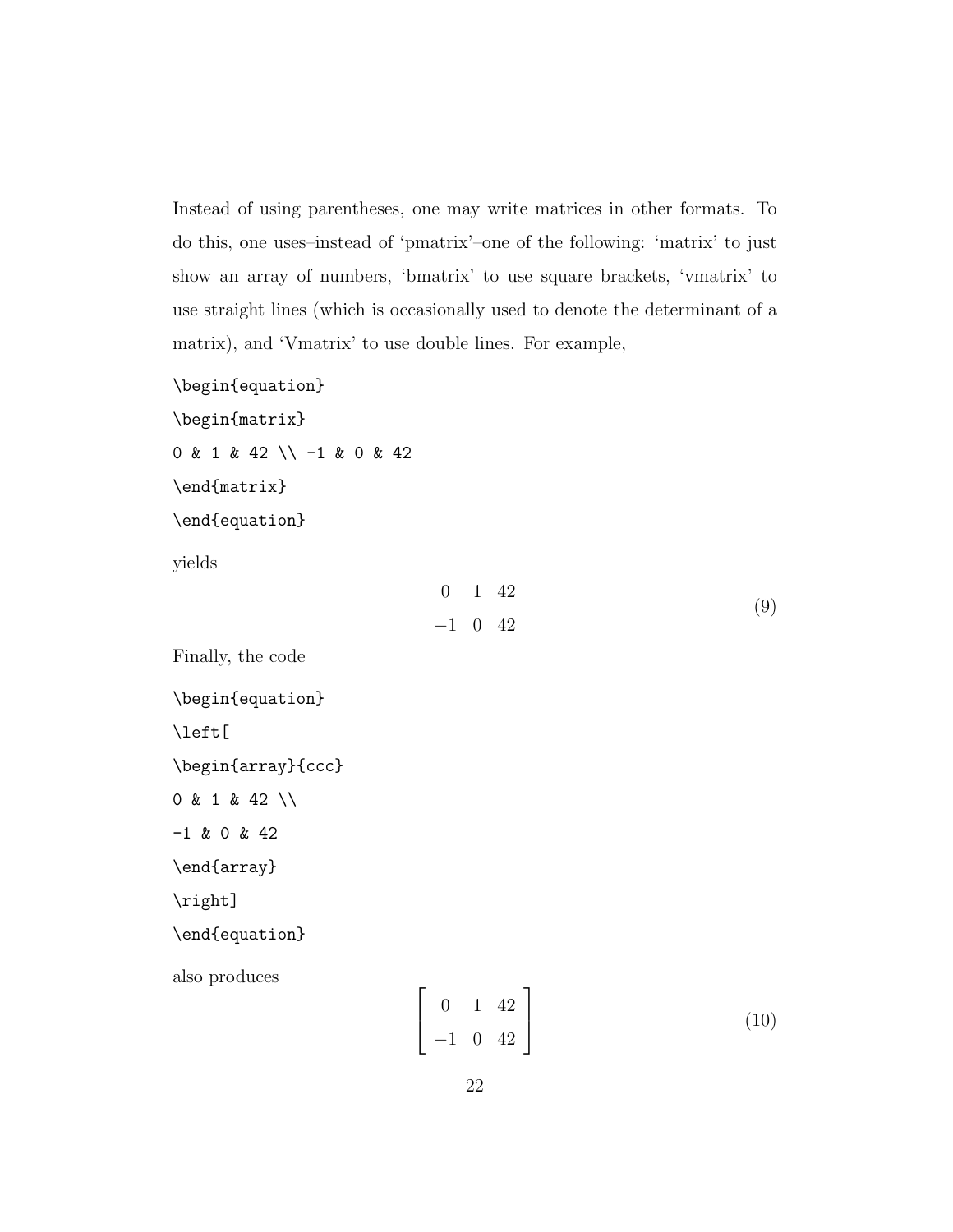Instead of using parentheses, one may write matrices in other formats. To do this, one uses–instead of 'pmatrix'–one of the following: 'matrix' to just show an array of numbers, 'bmatrix' to use square brackets, 'vmatrix' to use straight lines (which is occasionally used to denote the determinant of a matrix), and 'Vmatrix' to use double lines. For example,

```
\begin{equation}
\begin{matrix}
0 & 1 & 42 \\ -1 & 0 & 42
\end{matrix}
\end{equation}
```

yields

$$\begin{matrix} 0 & 1 & 42 \\ -1 & 0 & 42 \end{matrix} \tag{9}$$

Finally, the code

```
\begin{equation}
\left[
\begin{array}{ccc}
0 & 1 & 42 \\
-1 & 0 & 42
\end{array}
\right]
\end{equation}
```

also produces

$$\left[ \begin{array}{ccc} 0 & 1 & 42 \\ -1 & 0 & 42 \end{array} \right] \tag{10}$$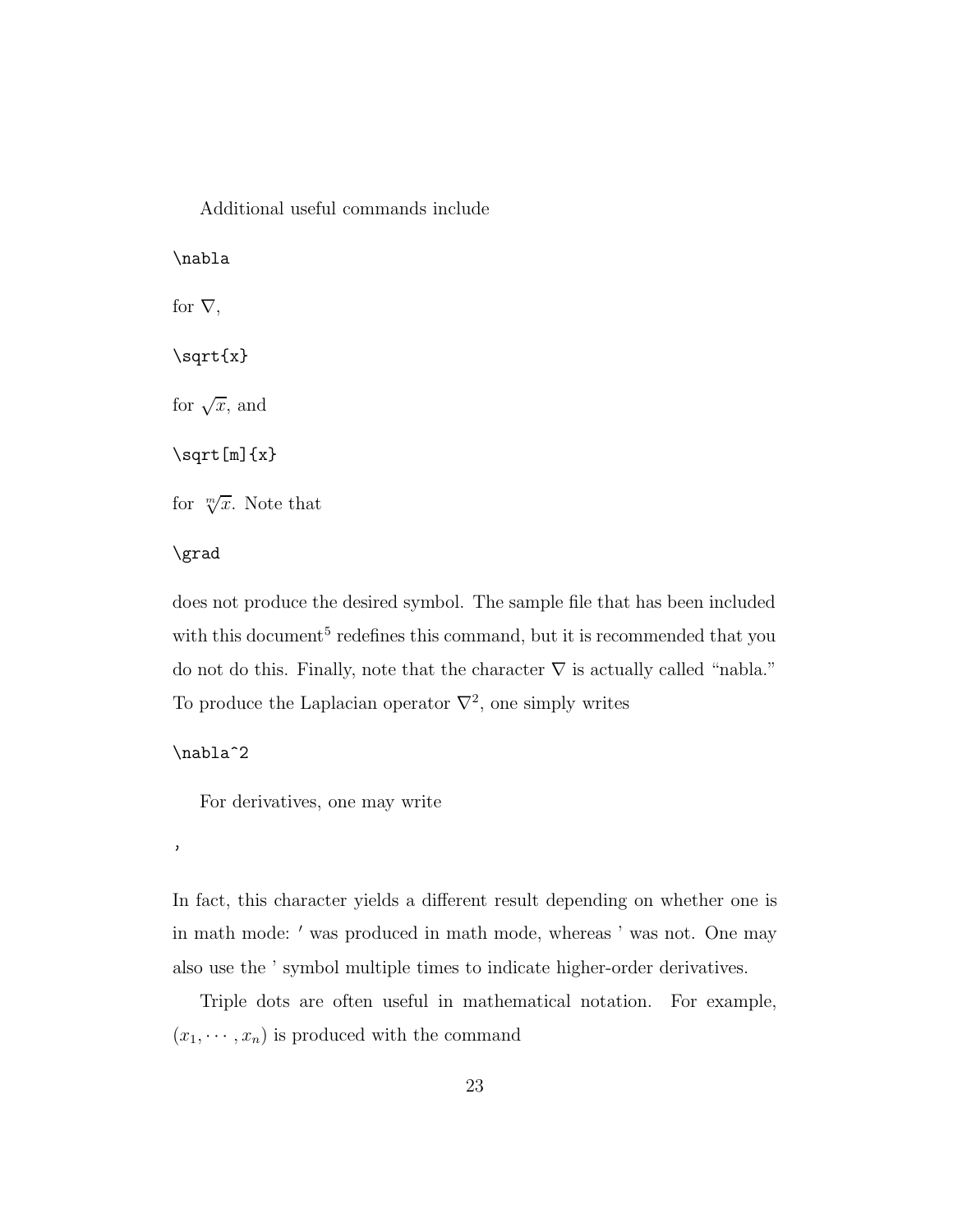Additional useful commands include

```
\nabla
```

for $\nabla$,

```
\sqrt{x}
```

for $\sqrt{x}$, and

```
\sqrt[m]{x}
```

for $\sqrt[m]{x}$. Note that

```
\grad
```

does not produce the desired symbol. The sample file that has been included with this document[5] redefines this command, but it is recommended that you do not do this. Finally, note that the character $\nabla$ is actually called "nabla." To produce the Laplacian operator $\nabla^2$, one simply writes

```
\nabla^2
```

For derivatives, one may write

```
'
```

In fact, this character yields a different result depending on whether one is in math mode: $'$ was produced in math mode, whereas ' was not. One may also use the ' symbol multiple times to indicate higher-order derivatives.

Triple dots are often useful in mathematical notation. For example, $(x_1, \cdots, x_n)$ is produced with the command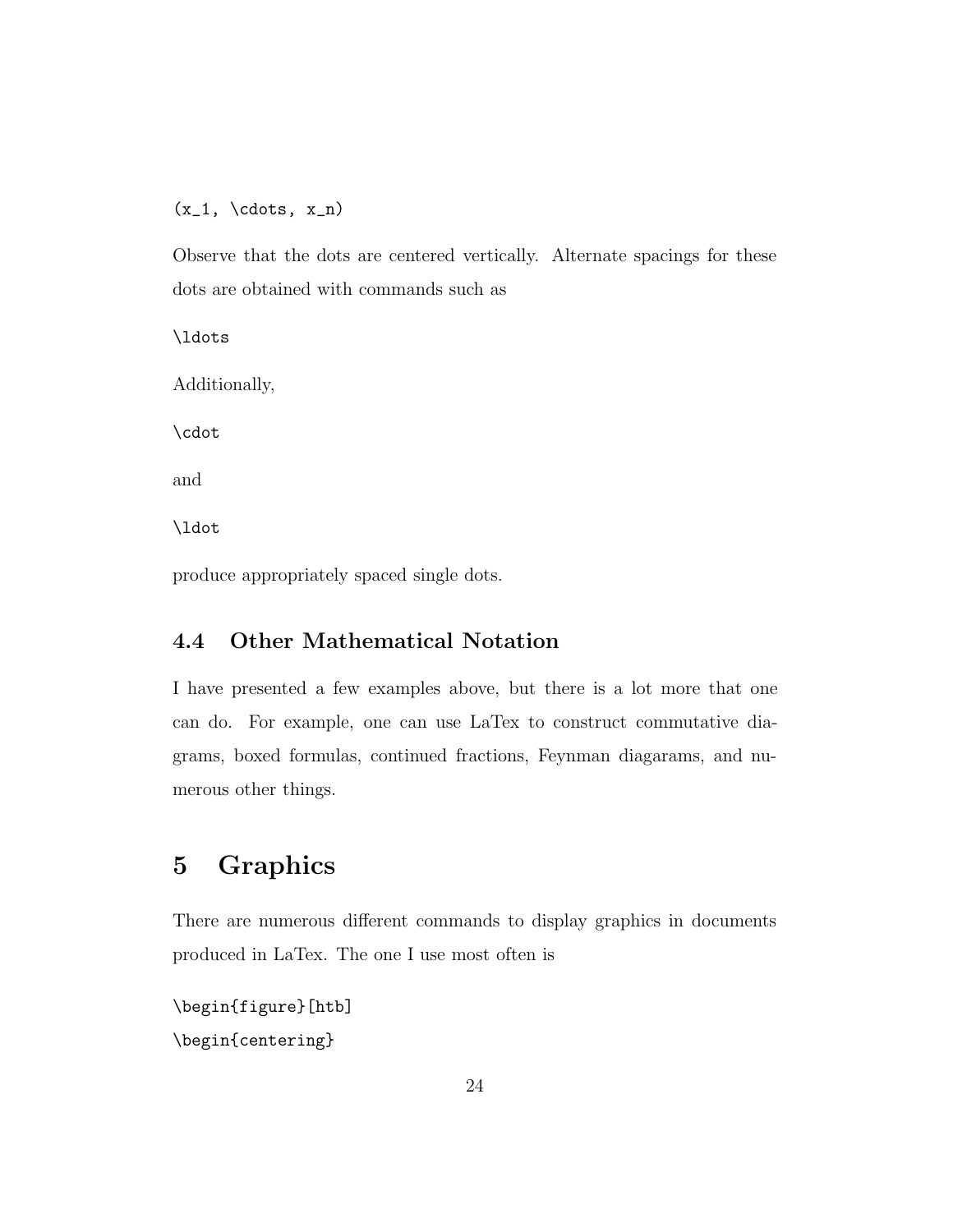```
(x_1, \cdots, x_n)
```

Observe that the dots are centered vertically. Alternate spacings for these dots are obtained with commands such as

```
\ldots
```

Additionally,

```
\cdot
```

and

```
\ldot
```

produce appropriately spaced single dots.

### 4.4 Other Mathematical Notation

I have presented a few examples above, but there is a lot more that one can do. For example, one can use LaTex to construct commutative diagrams, boxed formulas, continued fractions, Feynman diagarams, and numerous other things.

## 5 Graphics

There are numerous different commands to display graphics in documents produced in LaTex. The one I use most often is

```
\begin{figure}[htb]
\begin{centering}
```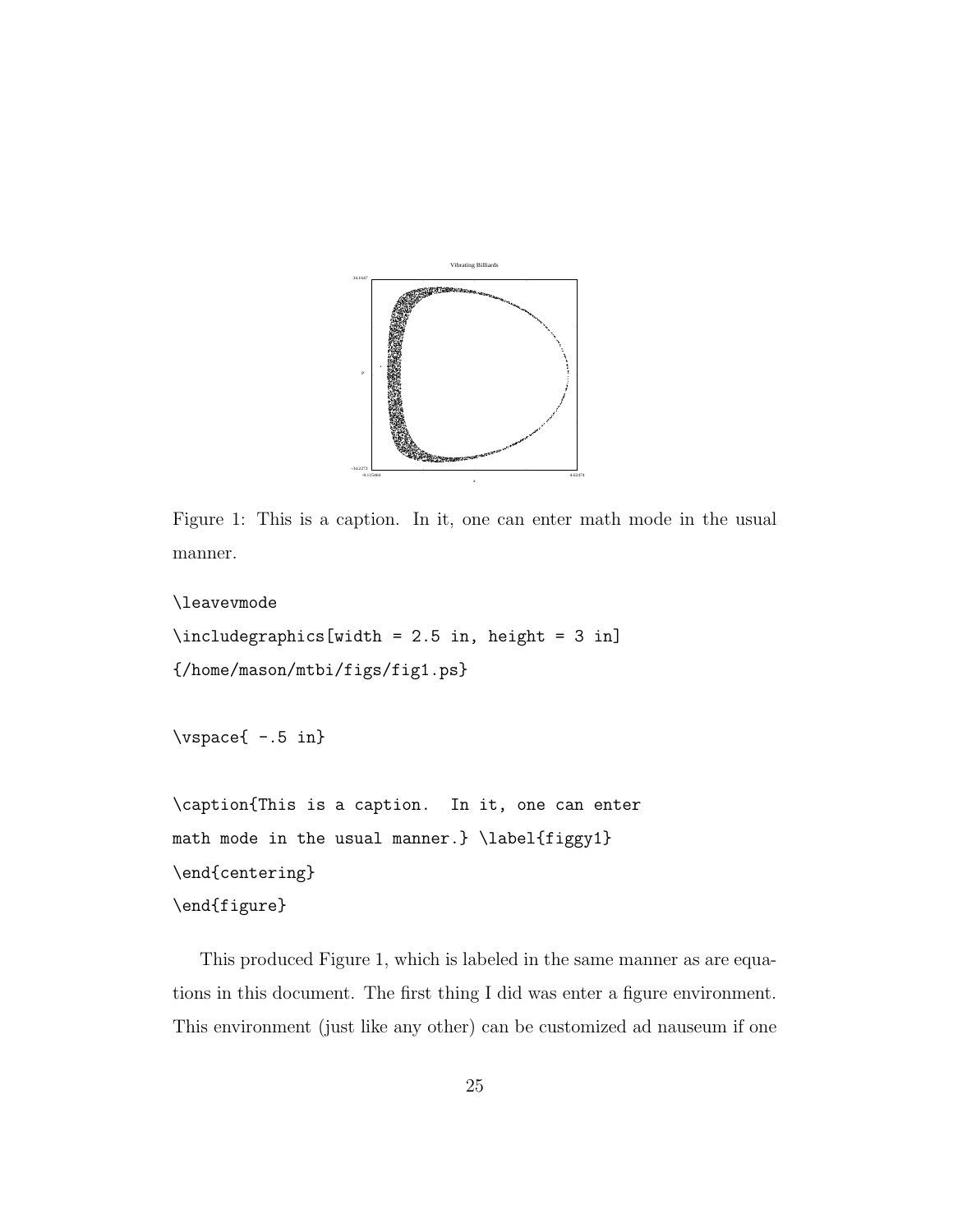Vibrating Billiards

34.1647

p

-34.2273

-0.115464

4.62474

t

Figure 1: This is a caption. In it, one can enter math mode in the usual manner.

```
\leavevmode
\includegraphics[width = 2.5 in, height = 3 in]
{/home/mason/mtbi/figs/fig1.ps}

\vspace{ -.5 in}

\caption{This is a caption.  In it, one can enter
math mode in the usual manner.} \label{figgy1}
\end{centering}
\end{figure}
```

This produced Figure 1, which is labeled in the same manner as are equations in this document. The first thing I did was enter a figure environment. This environment (just like any other) can be customized ad nauseum if one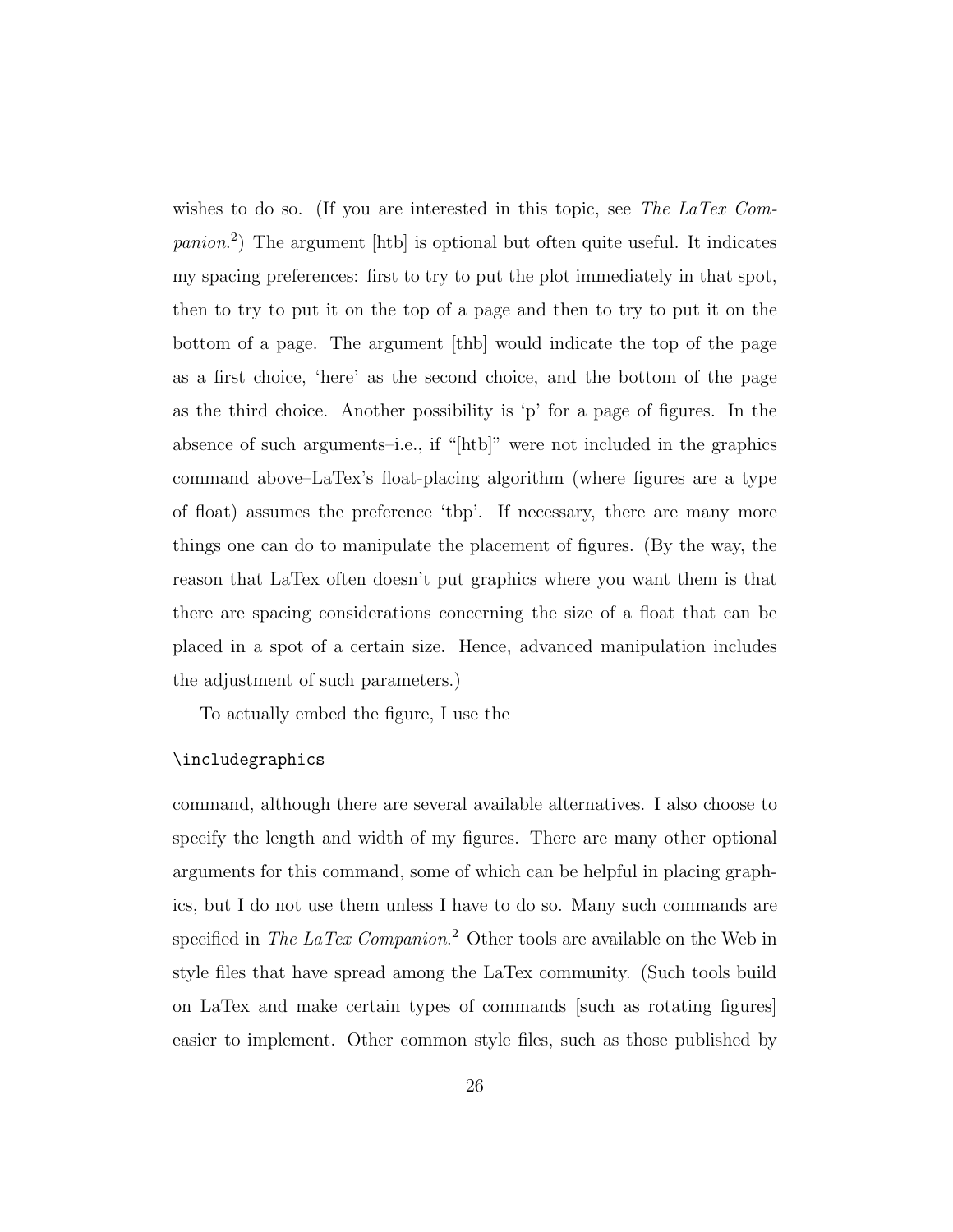wishes to do so. (If you are interested in this topic, see *The LaTex Companion*.[2]) The argument [htb] is optional but often quite useful. It indicates my spacing preferences: first to try to put the plot immediately in that spot, then to try to put it on the top of a page and then to try to put it on the bottom of a page. The argument [thb] would indicate the top of the page as a first choice, 'here' as the second choice, and the bottom of the page as the third choice. Another possibility is 'p' for a page of figures. In the absence of such arguments–i.e., if "[htb]" were not included in the graphics command above–LaTex's float-placing algorithm (where figures are a type of float) assumes the preference 'tbp'. If necessary, there are many more things one can do to manipulate the placement of figures. (By the way, the reason that LaTex often doesn't put graphics where you want them is that there are spacing considerations concerning the size of a float that can be placed in a spot of a certain size. Hence, advanced manipulation includes the adjustment of such parameters.)

To actually embed the figure, I use the

```
\includegraphics
```

command, although there are several available alternatives. I also choose to specify the length and width of my figures. There are many other optional arguments for this command, some of which can be helpful in placing graphics, but I do not use them unless I have to do so. Many such commands are specified in *The LaTex Companion*.[2] Other tools are available on the Web in style files that have spread among the LaTex community. (Such tools build on LaTex and make certain types of commands [such as rotating figures] easier to implement. Other common style files, such as those published by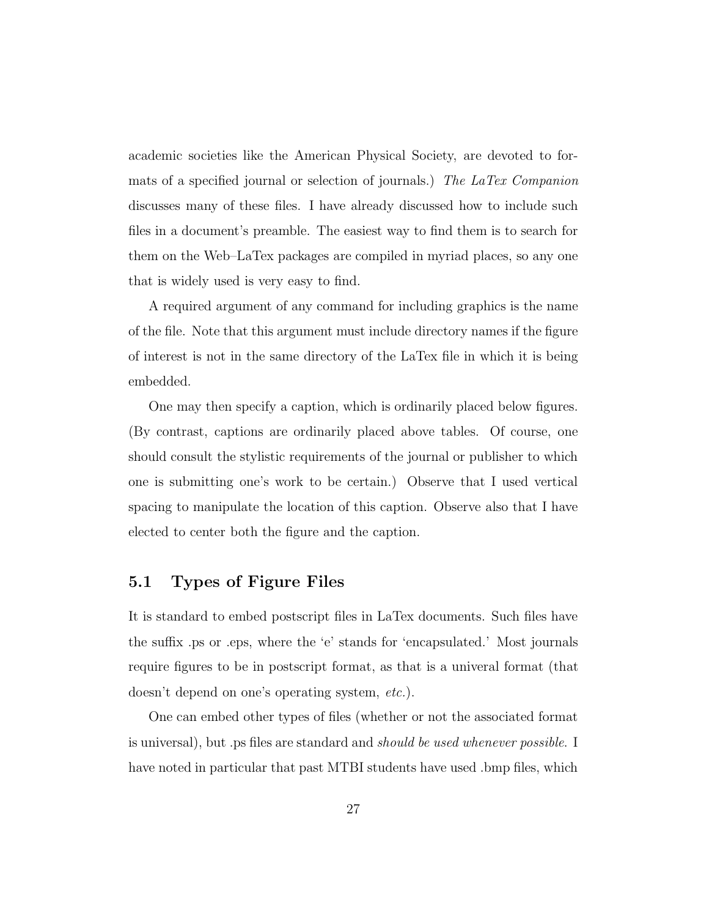academic societies like the American Physical Society, are devoted to formats of a specified journal or selection of journals.) *The LaTex Companion* discusses many of these files. I have already discussed how to include such files in a document's preamble. The easiest way to find them is to search for them on the Web–LaTex packages are compiled in myriad places, so any one that is widely used is very easy to find.

A required argument of any command for including graphics is the name of the file. Note that this argument must include directory names if the figure of interest is not in the same directory of the LaTex file in which it is being embedded.

One may then specify a caption, which is ordinarily placed below figures. (By contrast, captions are ordinarily placed above tables. Of course, one should consult the stylistic requirements of the journal or publisher to which one is submitting one's work to be certain.) Observe that I used vertical spacing to manipulate the location of this caption. Observe also that I have elected to center both the figure and the caption.

## 5.1 Types of Figure Files

It is standard to embed postscript files in LaTex documents. Such files have the suffix .ps or .eps, where the 'e' stands for 'encapsulated.' Most journals require figures to be in postscript format, as that is a univeral format (that doesn't depend on one's operating system, *etc.*).

One can embed other types of files (whether or not the associated format is universal), but .ps files are standard and *should be used whenever possible*. I have noted in particular that past MTBI students have used .bmp files, which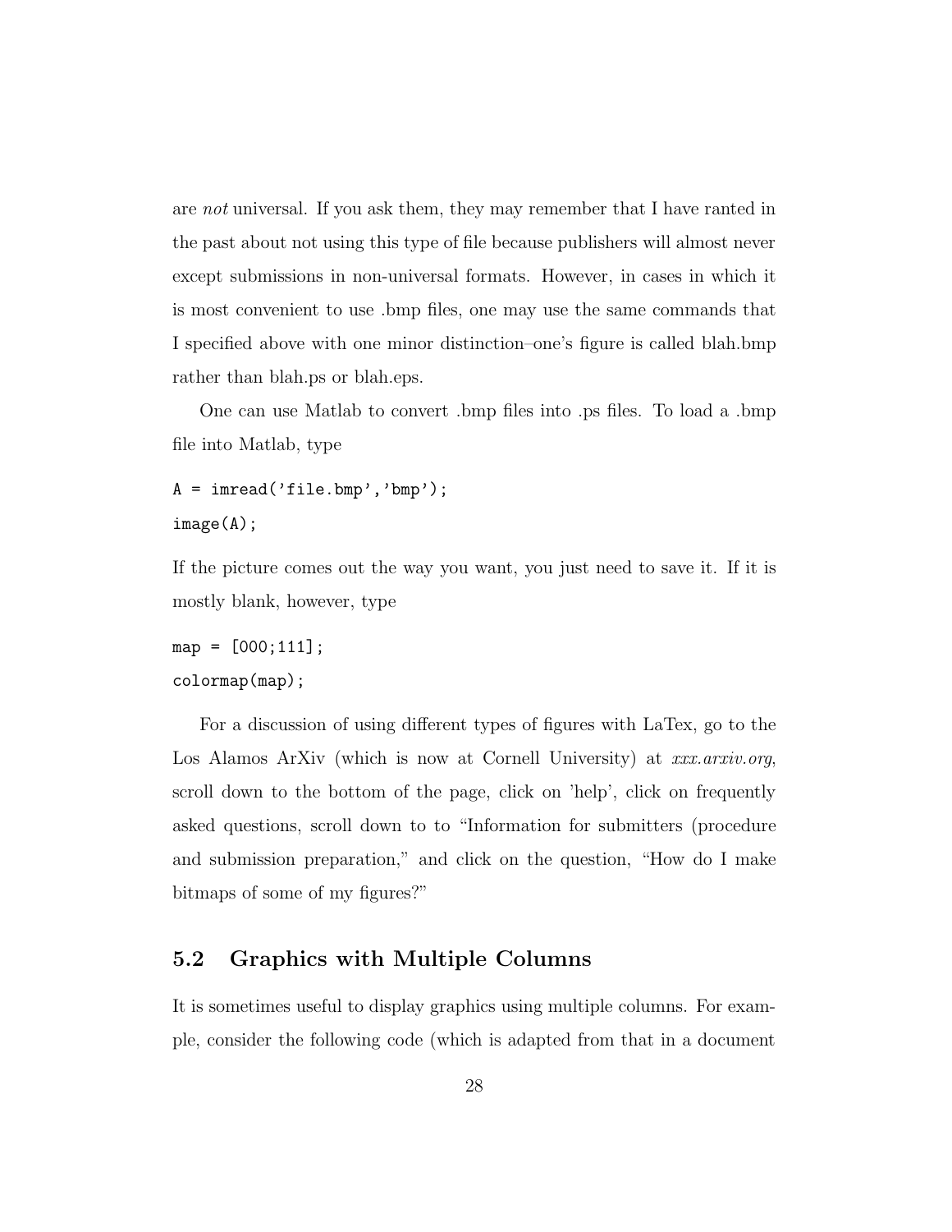are *not* universal. If you ask them, they may remember that I have ranted in the past about not using this type of file because publishers will almost never except submissions in non-universal formats. However, in cases in which it is most convenient to use .bmp files, one may use the same commands that I specified above with one minor distinction–one's figure is called blah.bmp rather than blah.ps or blah.eps.

One can use Matlab to convert .bmp files into .ps files. To load a .bmp file into Matlab, type

```
A = imread('file.bmp','bmp');
image(A);
```

If the picture comes out the way you want, you just need to save it. If it is mostly blank, however, type

```
map = [000;111];
colormap(map);
```

For a discussion of using different types of figures with LaTex, go to the Los Alamos ArXiv (which is now at Cornell University) at *xxx.arxiv.org*, scroll down to the bottom of the page, click on 'help', click on frequently asked questions, scroll down to to "Information for submitters (procedure and submission preparation," and click on the question, "How do I make bitmaps of some of my figures?"

## 5.2 Graphics with Multiple Columns

It is sometimes useful to display graphics using multiple columns. For example, consider the following code (which is adapted from that in a document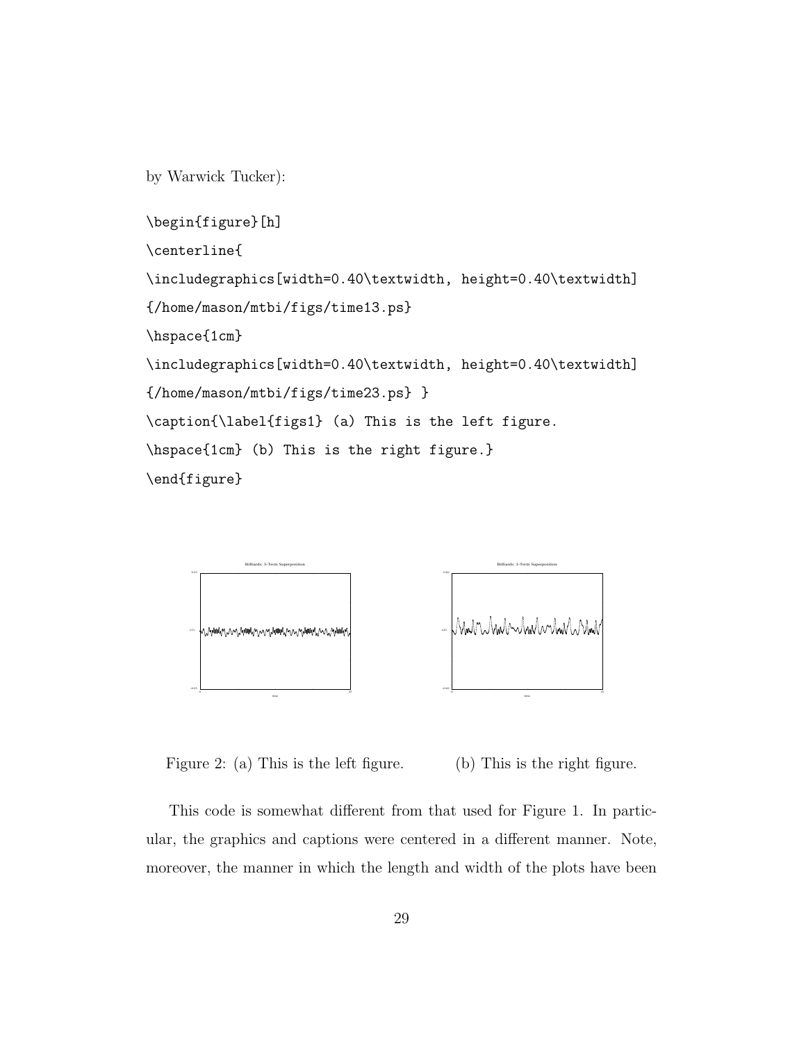by Warwick Tucker):

```
\begin{figure}[h]
\centerline{
\includegraphics[width=0.40\textwidth, height=0.40\textwidth]
{/home/mason/mtbi/figs/time13.ps}
\hspace{1cm}
\includegraphics[width=0.40\textwidth, height=0.40\textwidth]
{/home/mason/mtbi/figs/time23.ps} }
\caption{\label{figs1} (a) This is the left figure.
\hspace{1cm} (b) This is the right figure.}
\end{figure}
```

Billiards: 3-Term Superposition

time

Billiards: 3-Term Superposition

time

Figure 2: (a) This is the left figure. (b) This is the right figure.

This code is somewhat different from that used for Figure 1. In particular, the graphics and captions were centered in a different manner. Note, moreover, the manner in which the length and width of the plots have been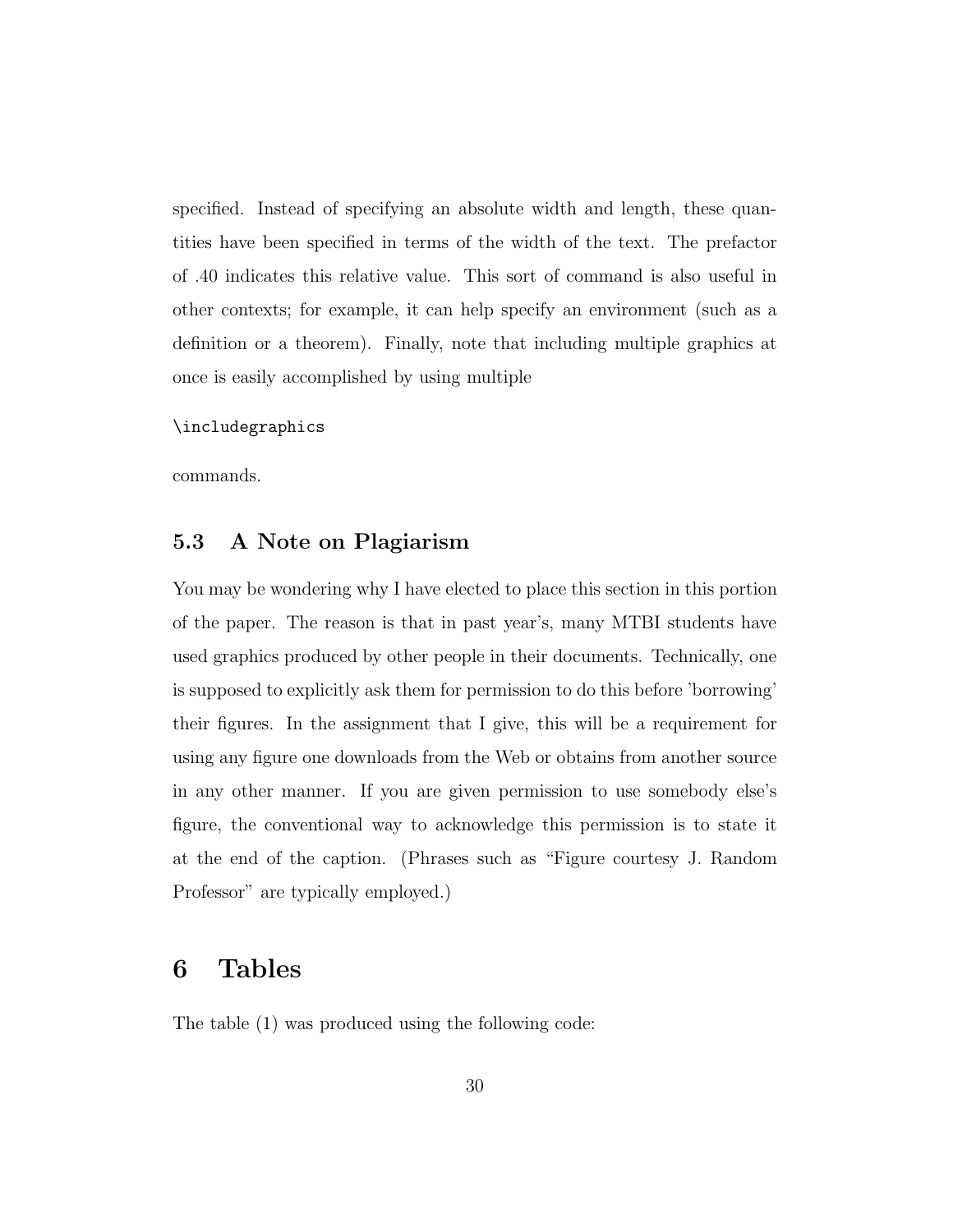specified. Instead of specifying an absolute width and length, these quantities have been specified in terms of the width of the text. The prefactor of .40 indicates this relative value. This sort of command is also useful in other contexts; for example, it can help specify an environment (such as a definition or a theorem). Finally, note that including multiple graphics at once is easily accomplished by using multiple

```
\includegraphics
```

commands.

### 5.3 A Note on Plagiarism

You may be wondering why I have elected to place this section in this portion of the paper. The reason is that in past year's, many MTBI students have used graphics produced by other people in their documents. Technically, one is supposed to explicitly ask them for permission to do this before 'borrowing' their figures. In the assignment that I give, this will be a requirement for using any figure one downloads from the Web or obtains from another source in any other manner. If you are given permission to use somebody else's figure, the conventional way to acknowledge this permission is to state it at the end of the caption. (Phrases such as "Figure courtesy J. Random Professor" are typically employed.)

## 6 Tables

The table (1) was produced using the following code: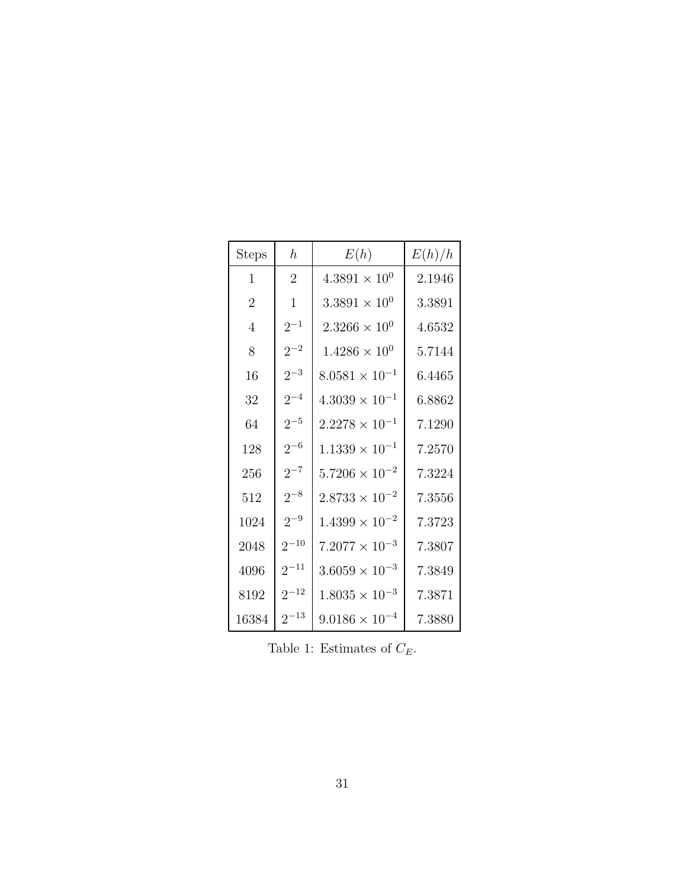| Steps | $h$ | $E(h)$ | $E(h)/h$ |
|---|---|---|---|
| 1 | 2 | $4.3891 \times 10^{0}$ | 2.1946 |
| 2 | 1 | $3.3891 \times 10^{0}$ | 3.3891 |
| 4 | $2^{-1}$ | $2.3266 \times 10^{0}$ | 4.6532 |
| 8 | $2^{-2}$ | $1.4286 \times 10^{0}$ | 5.7144 |
| 16 | $2^{-3}$ | $8.0581 \times 10^{-1}$ | 6.4465 |
| 32 | $2^{-4}$ | $4.3039 \times 10^{-1}$ | 6.8862 |
| 64 | $2^{-5}$ | $2.2278 \times 10^{-1}$ | 7.1290 |
| 128 | $2^{-6}$ | $1.1339 \times 10^{-1}$ | 7.2570 |
| 256 | $2^{-7}$ | $5.7206 \times 10^{-2}$ | 7.3224 |
| 512 | $2^{-8}$ | $2.8733 \times 10^{-2}$ | 7.3556 |
| 1024 | $2^{-9}$ | $1.4399 \times 10^{-2}$ | 7.3723 |
| 2048 | $2^{-10}$ | $7.2077 \times 10^{-3}$ | 7.3807 |
| 4096 | $2^{-11}$ | $3.6059 \times 10^{-3}$ | 7.3849 |
| 8192 | $2^{-12}$ | $1.8035 \times 10^{-3}$ | 7.3871 |
| 16384 | $2^{-13}$ | $9.0186 \times 10^{-4}$ | 7.3880 |

Table 1: Estimates of $C_E$.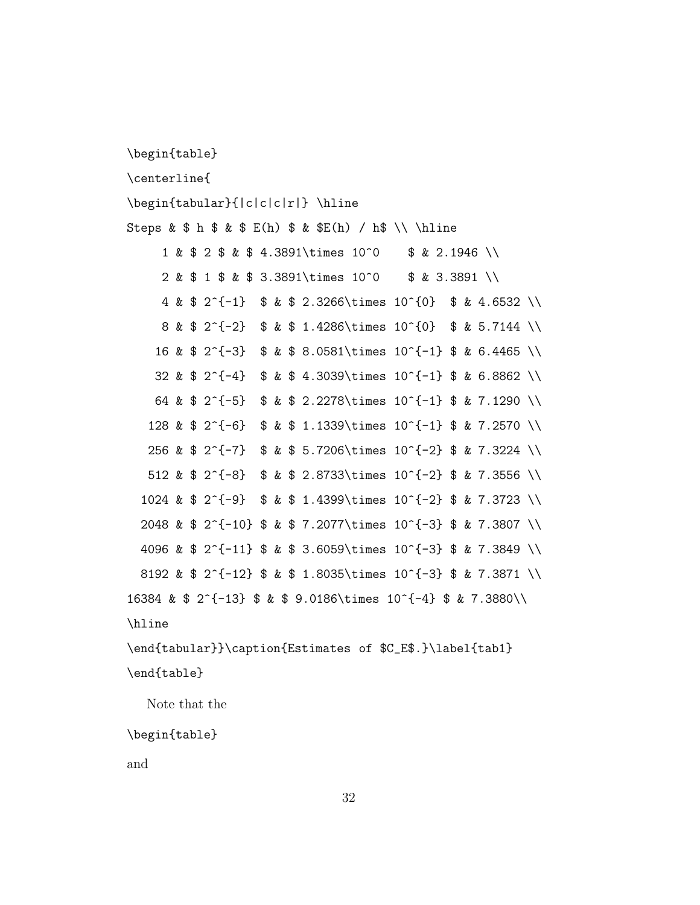```
\begin{table}
\centerline{
\begin{tabular}{|c|c|c|r|} \hline
Steps & $ h $ & $ E(h) $ & $E(h) / h$ \\ \hline
     1 & $ 2 $ & $ 4.3891\times 10^0    $ & 2.1946 \\
     2 & $ 1 $ & $ 3.3891\times 10^0    $ & 3.3891 \\
     4 & $ 2^{-1}  $ & $ 2.3266\times 10^{0}  $ & 4.6532 \\
     8 & $ 2^{-2}  $ & $ 1.4286\times 10^{0}  $ & 5.7144 \\
    16 & $ 2^{-3}  $ & $ 8.0581\times 10^{-1} $ & 6.4465 \\
    32 & $ 2^{-4}  $ & $ 4.3039\times 10^{-1} $ & 6.8862 \\
    64 & $ 2^{-5}  $ & $ 2.2278\times 10^{-1} $ & 7.1290 \\
   128 & $ 2^{-6}  $ & $ 1.1339\times 10^{-1} $ & 7.2570 \\
   256 & $ 2^{-7}  $ & $ 5.7206\times 10^{-2} $ & 7.3224 \\
   512 & $ 2^{-8}  $ & $ 2.8733\times 10^{-2} $ & 7.3556 \\
  1024 & $ 2^{-9}  $ & $ 1.4399\times 10^{-2} $ & 7.3723 \\
  2048 & $ 2^{-10} $ & $ 7.2077\times 10^{-3} $ & 7.3807 \\
  4096 & $ 2^{-11} $ & $ 3.6059\times 10^{-3} $ & 7.3849 \\
  8192 & $ 2^{-12} $ & $ 1.8035\times 10^{-3} $ & 7.3871 \\
16384 & $ 2^{-13} $ & $ 9.0186\times 10^{-4} $ & 7.3880\\
\hline
\end{tabular}}\caption{Estimates of $C_E$.}\label{tab1}
\end{table}
```

Note that the

```
\begin{table}
```

and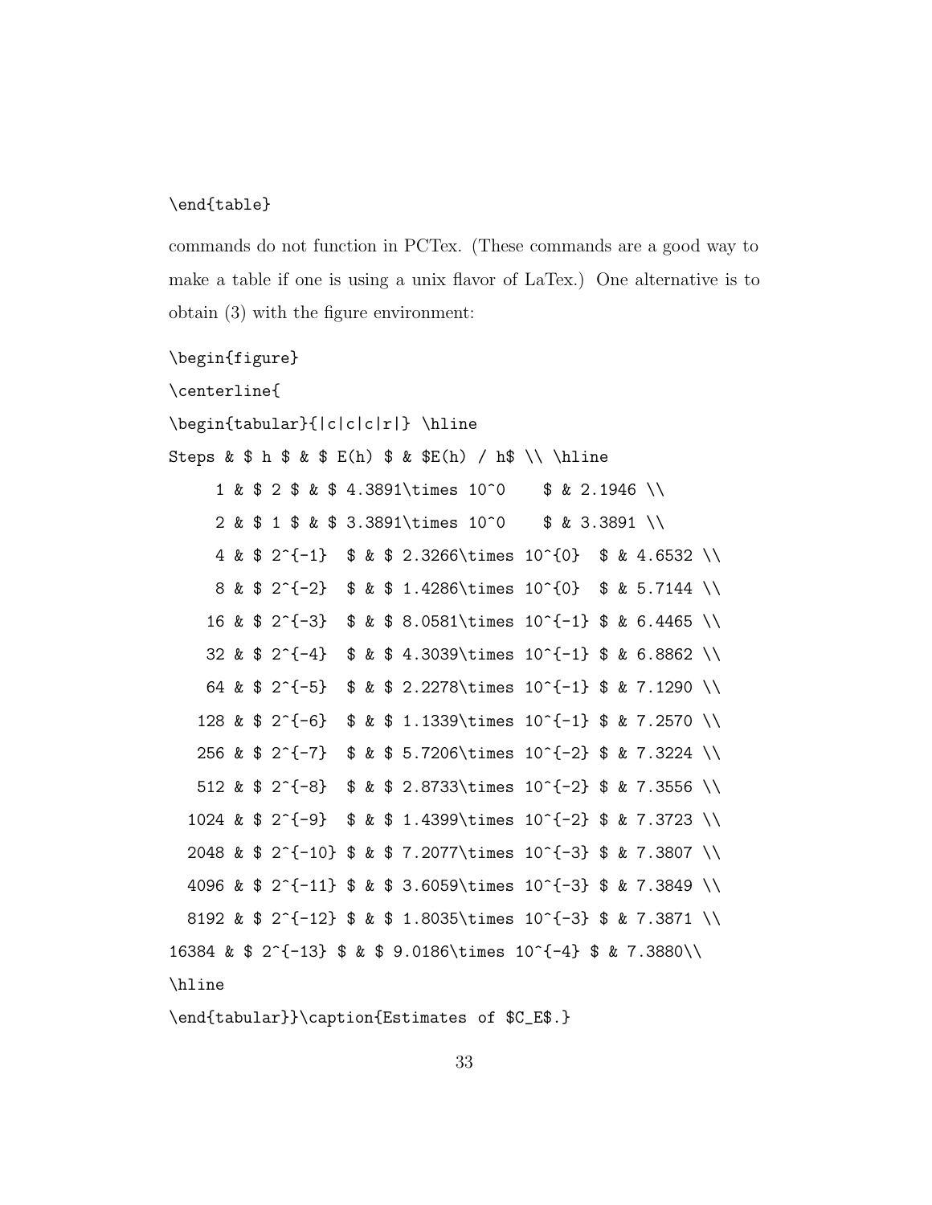```
\end{table}
```

commands do not function in PCTex. (These commands are a good way to make a table if one is using a unix flavor of LaTex.) One alternative is to obtain (3) with the figure environment:

```
\begin{figure}
\centerline{
\begin{tabular}{|c|c|c|r|} \hline
Steps & $ h $ & $ E(h) $ & $E(h) / h$ \\ \hline
     1 & $ 2 $ & $ 4.3891\times 10^0    $ & 2.1946 \\
     2 & $ 1 $ & $ 3.3891\times 10^0    $ & 3.3891 \\
     4 & $ 2^{-1}  $ & $ 2.3266\times 10^{0}  $ & 4.6532 \\
     8 & $ 2^{-2}  $ & $ 1.4286\times 10^{0}  $ & 5.7144 \\
    16 & $ 2^{-3}  $ & $ 8.0581\times 10^{-1} $ & 6.4465 \\
    32 & $ 2^{-4}  $ & $ 4.3039\times 10^{-1} $ & 6.8862 \\
    64 & $ 2^{-5}  $ & $ 2.2278\times 10^{-1} $ & 7.1290 \\
   128 & $ 2^{-6}  $ & $ 1.1339\times 10^{-1} $ & 7.2570 \\
   256 & $ 2^{-7}  $ & $ 5.7206\times 10^{-2} $ & 7.3224 \\
   512 & $ 2^{-8}  $ & $ 2.8733\times 10^{-2} $ & 7.3556 \\
  1024 & $ 2^{-9}  $ & $ 1.4399\times 10^{-2} $ & 7.3723 \\
  2048 & $ 2^{-10} $ & $ 7.2077\times 10^{-3} $ & 7.3807 \\
  4096 & $ 2^{-11} $ & $ 3.6059\times 10^{-3} $ & 7.3849 \\
  8192 & $ 2^{-12} $ & $ 1.8035\times 10^{-3} $ & 7.3871 \\
16384 & $ 2^{-13} $ & $ 9.0186\times 10^{-4} $ & 7.3880\\
\hline
\end{tabular}}\caption{Estimates of $C_E$.}
```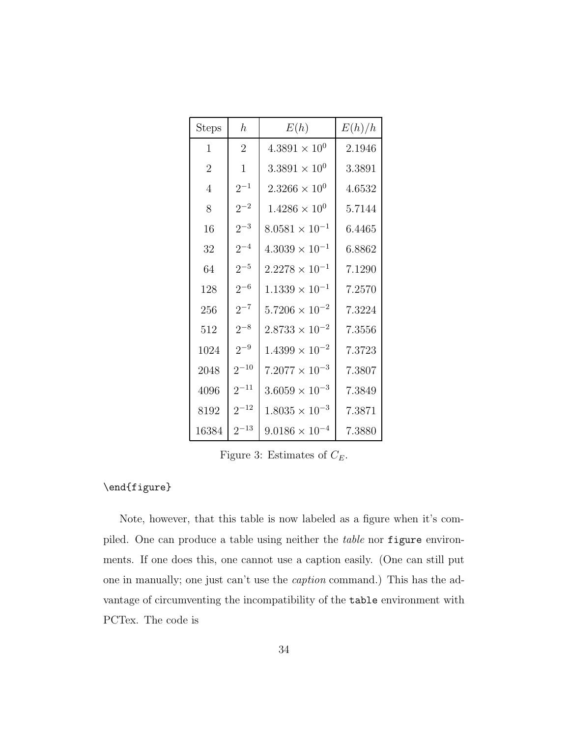| Steps | $h$ | $E(h)$ | $E(h)/h$ |
|---|---|---|---|
| 1 | 2 | $4.3891 \times 10^{0}$ | 2.1946 |
| 2 | 1 | $3.3891 \times 10^{0}$ | 3.3891 |
| 4 | $2^{-1}$ | $2.3266 \times 10^{0}$ | 4.6532 |
| 8 | $2^{-2}$ | $1.4286 \times 10^{0}$ | 5.7144 |
| 16 | $2^{-3}$ | $8.0581 \times 10^{-1}$ | 6.4465 |
| 32 | $2^{-4}$ | $4.3039 \times 10^{-1}$ | 6.8862 |
| 64 | $2^{-5}$ | $2.2278 \times 10^{-1}$ | 7.1290 |
| 128 | $2^{-6}$ | $1.1339 \times 10^{-1}$ | 7.2570 |
| 256 | $2^{-7}$ | $5.7206 \times 10^{-2}$ | 7.3224 |
| 512 | $2^{-8}$ | $2.8733 \times 10^{-2}$ | 7.3556 |
| 1024 | $2^{-9}$ | $1.4399 \times 10^{-2}$ | 7.3723 |
| 2048 | $2^{-10}$ | $7.2077 \times 10^{-3}$ | 7.3807 |
| 4096 | $2^{-11}$ | $3.6059 \times 10^{-3}$ | 7.3849 |
| 8192 | $2^{-12}$ | $1.8035 \times 10^{-3}$ | 7.3871 |
| 16384 | $2^{-13}$ | $9.0186 \times 10^{-4}$ | 7.3880 |

Figure 3: Estimates of $C_E$.

```
\end{figure}
```

Note, however, that this table is now labeled as a figure when it's compiled. One can produce a table using neither the *table* nor `figure` environments. If one does this, one cannot use a caption easily. (One can still put one in manually; one just can't use the *caption* command.) This has the advantage of circumventing the incompatibility of the `table` environment with PCTex. The code is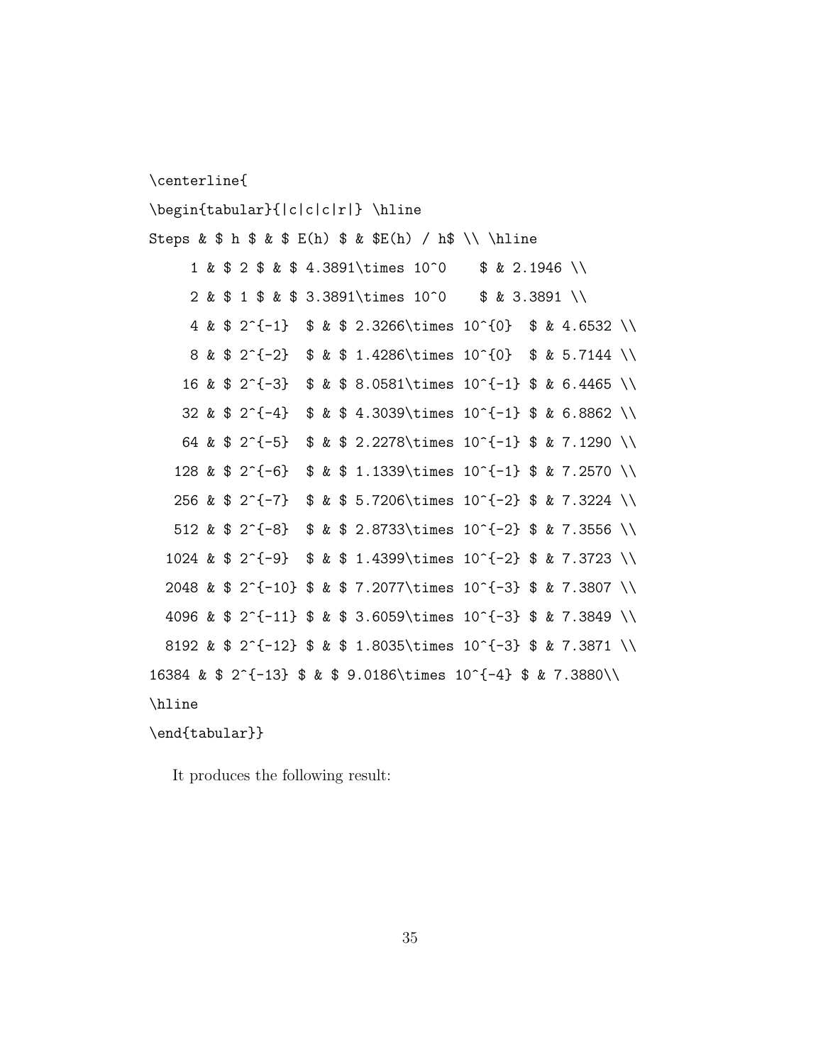```
\centerline{
\begin{tabular}{|c|c|c|r|} \hline
Steps & $ h $ & $ E(h) $ & $E(h) / h$ \\ \hline
     1 & $ 2 $ & $ 4.3891\times 10^0    $ & 2.1946 \\
     2 & $ 1 $ & $ 3.3891\times 10^0    $ & 3.3891 \\
     4 & $ 2^{-1}  $ & $ 2.3266\times 10^{0}  $ & 4.6532 \\
     8 & $ 2^{-2}  $ & $ 1.4286\times 10^{0}  $ & 5.7144 \\
    16 & $ 2^{-3}  $ & $ 8.0581\times 10^{-1} $ & 6.4465 \\
    32 & $ 2^{-4}  $ & $ 4.3039\times 10^{-1} $ & 6.8862 \\
    64 & $ 2^{-5}  $ & $ 2.2278\times 10^{-1} $ & 7.1290 \\
   128 & $ 2^{-6}  $ & $ 1.1339\times 10^{-1} $ & 7.2570 \\
   256 & $ 2^{-7}  $ & $ 5.7206\times 10^{-2} $ & 7.3224 \\
   512 & $ 2^{-8}  $ & $ 2.8733\times 10^{-2} $ & 7.3556 \\
  1024 & $ 2^{-9}  $ & $ 1.4399\times 10^{-2} $ & 7.3723 \\
  2048 & $ 2^{-10} $ & $ 7.2077\times 10^{-3} $ & 7.3807 \\
  4096 & $ 2^{-11} $ & $ 3.6059\times 10^{-3} $ & 7.3849 \\
  8192 & $ 2^{-12} $ & $ 1.8035\times 10^{-3} $ & 7.3871 \\
16384 & $ 2^{-13} $ & $ 9.0186\times 10^{-4} $ & 7.3880\\
\hline
\end{tabular}}
```

It produces the following result: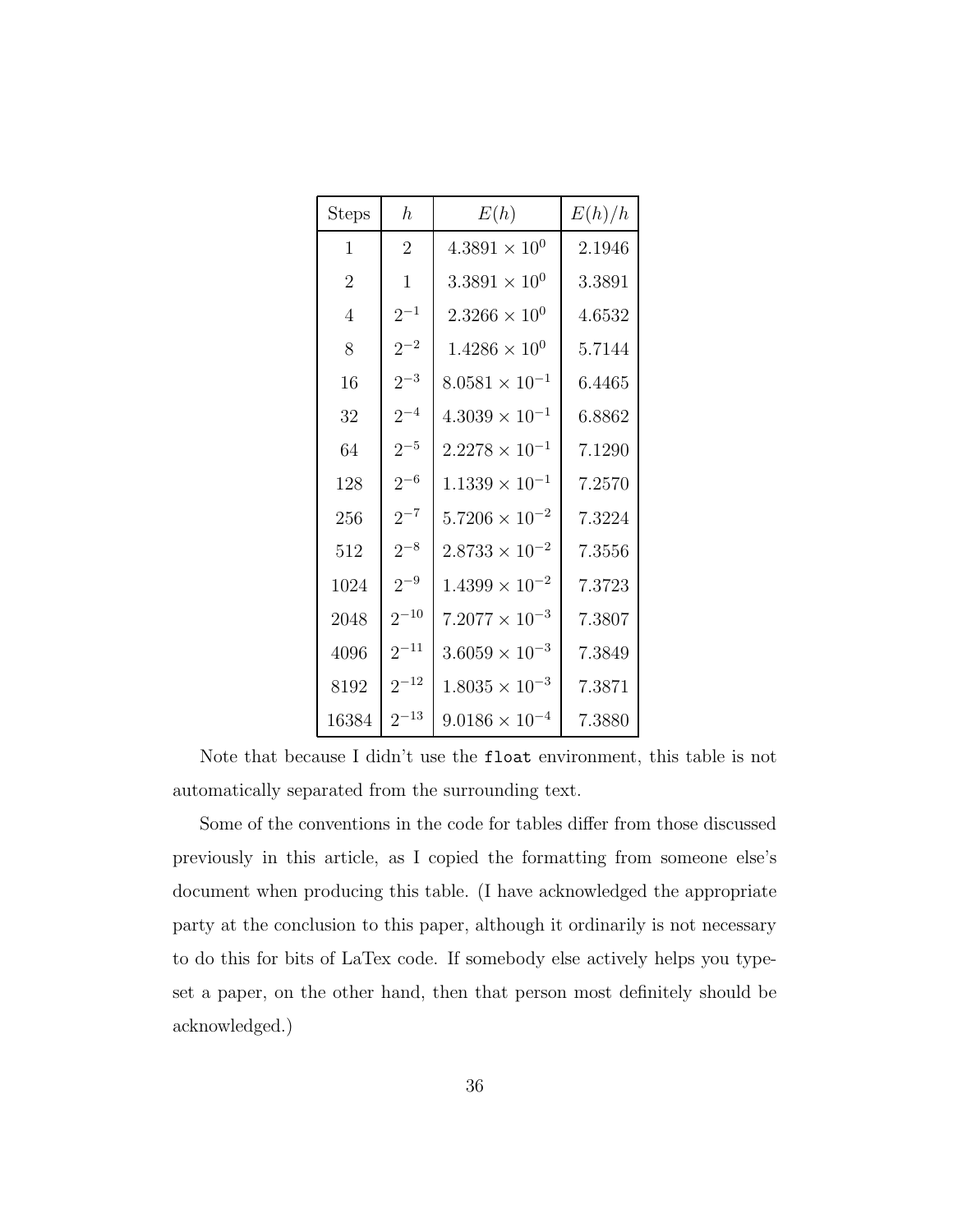| Steps | $h$ | $E(h)$ | $E(h)/h$ |
|---|---|---|---|
| 1 | 2 | $4.3891 \times 10^{0}$ | 2.1946 |
| 2 | 1 | $3.3891 \times 10^{0}$ | 3.3891 |
| 4 | $2^{-1}$ | $2.3266 \times 10^{0}$ | 4.6532 |
| 8 | $2^{-2}$ | $1.4286 \times 10^{0}$ | 5.7144 |
| 16 | $2^{-3}$ | $8.0581 \times 10^{-1}$ | 6.4465 |
| 32 | $2^{-4}$ | $4.3039 \times 10^{-1}$ | 6.8862 |
| 64 | $2^{-5}$ | $2.2278 \times 10^{-1}$ | 7.1290 |
| 128 | $2^{-6}$ | $1.1339 \times 10^{-1}$ | 7.2570 |
| 256 | $2^{-7}$ | $5.7206 \times 10^{-2}$ | 7.3224 |
| 512 | $2^{-8}$ | $2.8733 \times 10^{-2}$ | 7.3556 |
| 1024 | $2^{-9}$ | $1.4399 \times 10^{-2}$ | 7.3723 |
| 2048 | $2^{-10}$ | $7.2077 \times 10^{-3}$ | 7.3807 |
| 4096 | $2^{-11}$ | $3.6059 \times 10^{-3}$ | 7.3849 |
| 8192 | $2^{-12}$ | $1.8035 \times 10^{-3}$ | 7.3871 |
| 16384 | $2^{-13}$ | $9.0186 \times 10^{-4}$ | 7.3880 |

Note that because I didn't use the `float` environment, this table is not automatically separated from the surrounding text.

Some of the conventions in the code for tables differ from those discussed previously in this article, as I copied the formatting from someone else's document when producing this table. (I have acknowledged the appropriate party at the conclusion to this paper, although it ordinarily is not necessary to do this for bits of LaTex code. If somebody else actively helps you typeset a paper, on the other hand, then that person most definitely should be acknowledged.)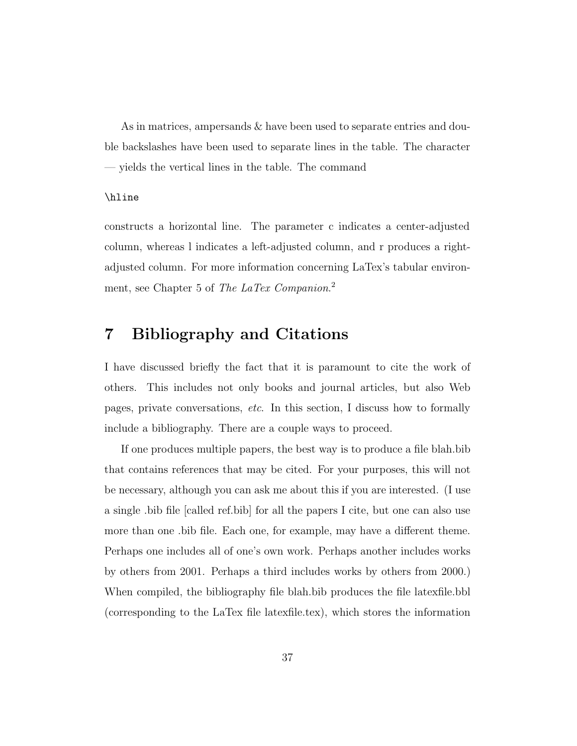As in matrices, ampersands & have been used to separate entries and double backslashes have been used to separate lines in the table. The character — yields the vertical lines in the table. The command

```
\hline
```

constructs a horizontal line. The parameter c indicates a center-adjusted column, whereas l indicates a left-adjusted column, and r produces a right-adjusted column. For more information concerning LaTex's tabular environment, see Chapter 5 of *The LaTex Companion*.[2]

# 7 Bibliography and Citations

I have discussed briefly the fact that it is paramount to cite the work of others. This includes not only books and journal articles, but also Web pages, private conversations, *etc*. In this section, I discuss how to formally include a bibliography. There are a couple ways to proceed.

If one produces multiple papers, the best way is to produce a file blah.bib that contains references that may be cited. For your purposes, this will not be necessary, although you can ask me about this if you are interested. (I use a single .bib file [called ref.bib] for all the papers I cite, but one can also use more than one .bib file. Each one, for example, may have a different theme. Perhaps one includes all of one's own work. Perhaps another includes works by others from 2001. Perhaps a third includes works by others from 2000.) When compiled, the bibliography file blah.bib produces the file latexfile.bbl (corresponding to the LaTex file latexfile.tex), which stores the information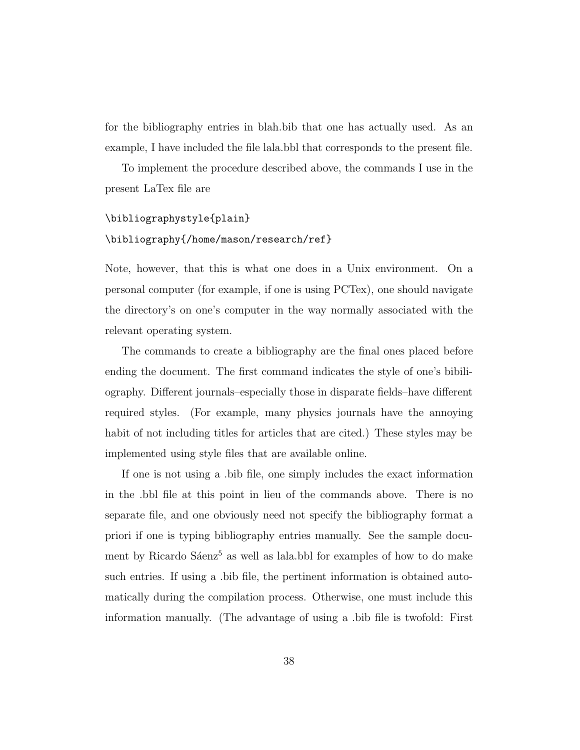for the bibliography entries in blah.bib that one has actually used. As an example, I have included the file lala.bbl that corresponds to the present file.

To implement the procedure described above, the commands I use in the present LaTex file are

```
\bibliographystyle{plain}
\bibliography{/home/mason/research/ref}
```

Note, however, that this is what one does in a Unix environment. On a personal computer (for example, if one is using PCTex), one should navigate the directory's on one's computer in the way normally associated with the relevant operating system.

The commands to create a bibliography are the final ones placed before ending the document. The first command indicates the style of one's bibiliography. Different journals–especially those in disparate fields–have different required styles. (For example, many physics journals have the annoying habit of not including titles for articles that are cited.) These styles may be implemented using style files that are available online.

If one is not using a .bib file, one simply includes the exact information in the .bbl file at this point in lieu of the commands above. There is no separate file, and one obviously need not specify the bibliography format a priori if one is typing bibliography entries manually. See the sample document by Ricardo Sáenz[5] as well as lala.bbl for examples of how to do make such entries. If using a .bib file, the pertinent information is obtained automatically during the compilation process. Otherwise, one must include this information manually. (The advantage of using a .bib file is twofold: First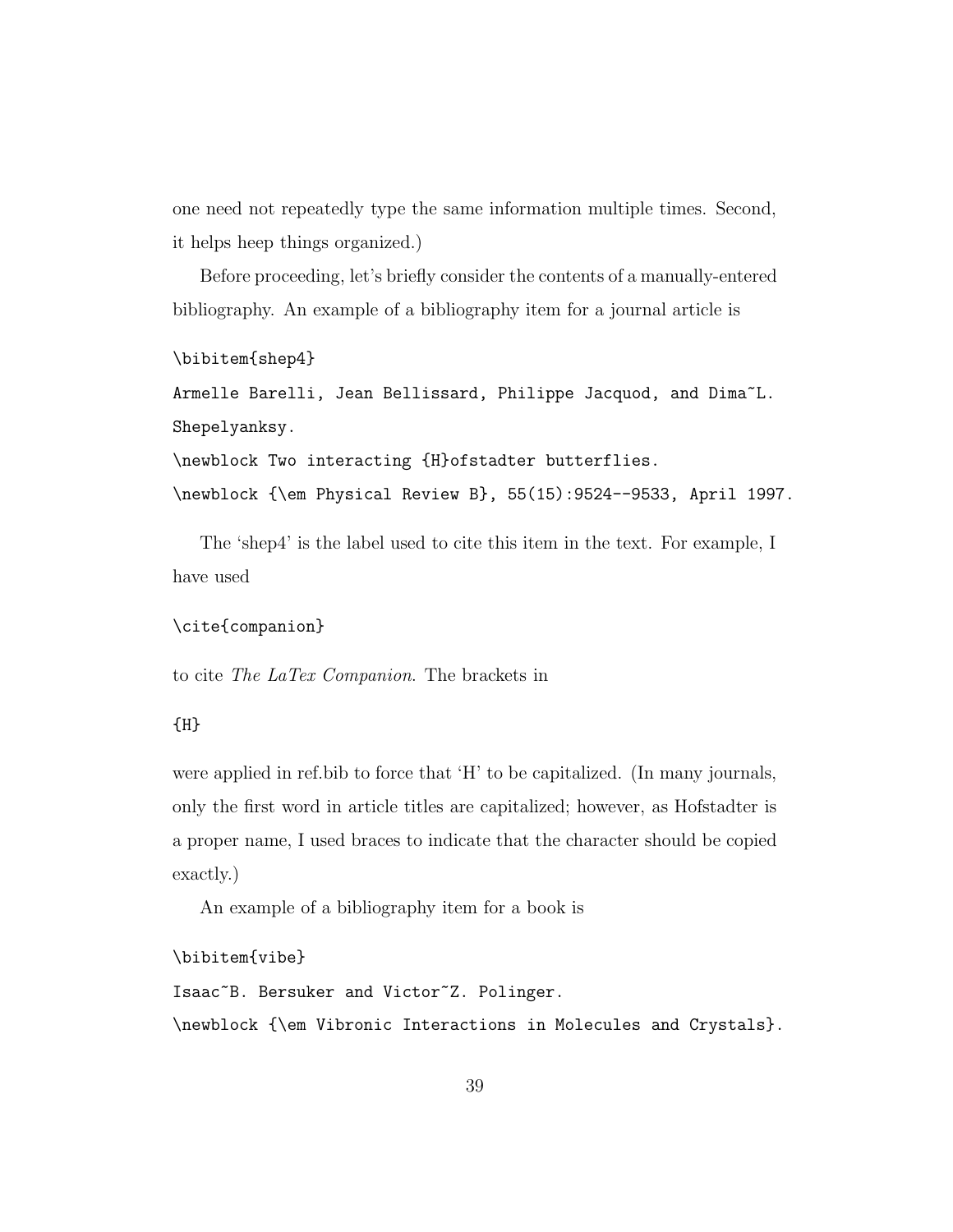one need not repeatedly type the same information multiple times. Second, it helps heep things organized.)

Before proceeding, let's briefly consider the contents of a manually-entered bibliography. An example of a bibliography item for a journal article is

```
\bibitem{shep4}
Armelle Barelli, Jean Bellissard, Philippe Jacquod, and Dima~L.
Shepelyanksy.
\newblock Two interacting {H}ofstadter butterflies.
\newblock {\em Physical Review B}, 55(15):9524--9533, April 1997.
```

The 'shep4' is the label used to cite this item in the text. For example, I have used

```
\cite{companion}
```

to cite *The LaTex Companion*. The brackets in

```
{H}
```

were applied in ref.bib to force that 'H' to be capitalized. (In many journals, only the first word in article titles are capitalized; however, as Hofstadter is a proper name, I used braces to indicate that the character should be copied exactly.)

An example of a bibliography item for a book is

```
\bibitem{vibe}
Isaac~B. Bersuker and Victor~Z. Polinger.
\newblock {\em Vibronic Interactions in Molecules and Crystals}.
```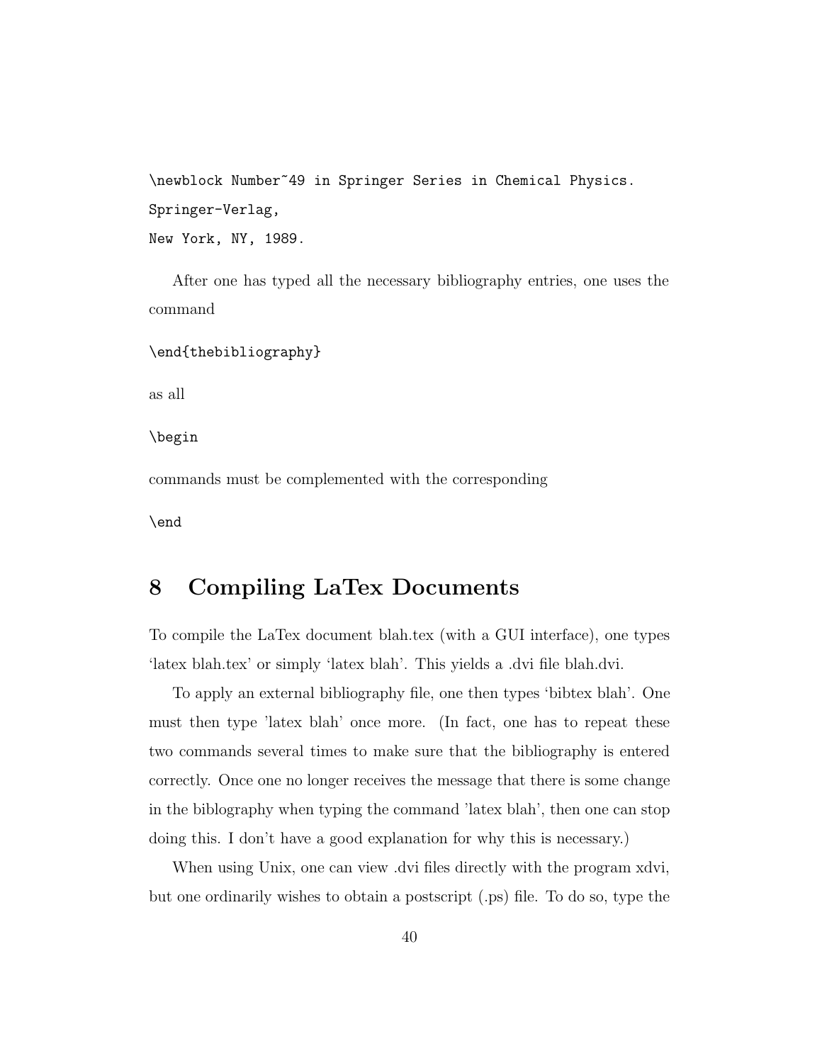```
\newblock Number~49 in Springer Series in Chemical Physics.
Springer-Verlag,
New York, NY, 1989.
```

After one has typed all the necessary bibliography entries, one uses the command

```
\end{thebibliography}
```

as all

```
\begin
```

commands must be complemented with the corresponding

```
\end
```

# 8 Compiling LaTex Documents

To compile the LaTex document blah.tex (with a GUI interface), one types 'latex blah.tex' or simply 'latex blah'. This yields a .dvi file blah.dvi.

To apply an external bibliography file, one then types 'bibtex blah'. One must then type 'latex blah' once more. (In fact, one has to repeat these two commands several times to make sure that the bibliography is entered correctly. Once one no longer receives the message that there is some change in the biblography when typing the command 'latex blah', then one can stop doing this. I don't have a good explanation for why this is necessary.)

When using Unix, one can view .dvi files directly with the program xdvi, but one ordinarily wishes to obtain a postscript (.ps) file. To do so, type the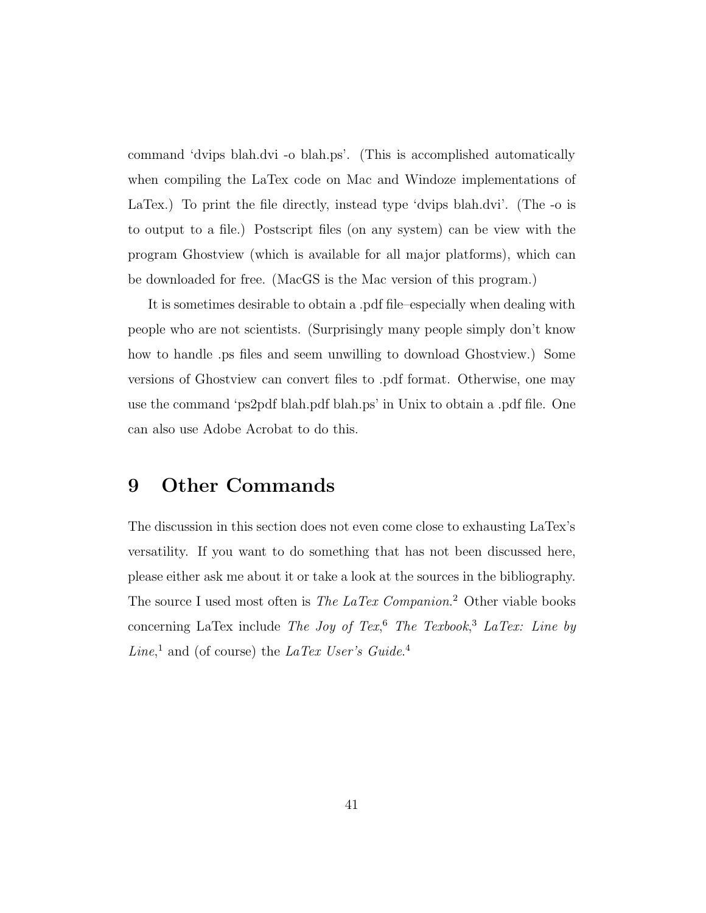command ‘dvips blah.dvi -o blah.ps’. (This is accomplished automatically when compiling the LaTex code on Mac and Windoze implementations of LaTex.) To print the file directly, instead type ‘dvips blah.dvi’. (The -o is to output to a file.) Postscript files (on any system) can be view with the program Ghostview (which is available for all major platforms), which can be downloaded for free. (MacGS is the Mac version of this program.)

It is sometimes desirable to obtain a .pdf file–especially when dealing with people who are not scientists. (Surprisingly many people simply don’t know how to handle .ps files and seem unwilling to download Ghostview.) Some versions of Ghostview can convert files to .pdf format. Otherwise, one may use the command ‘ps2pdf blah.pdf blah.ps’ in Unix to obtain a .pdf file. One can also use Adobe Acrobat to do this.

# 9 Other Commands

The discussion in this section does not even come close to exhausting LaTex’s versatility. If you want to do something that has not been discussed here, please either ask me about it or take a look at the sources in the bibliography. The source I used most often is *The LaTex Companion*.[2] Other viable books concerning LaTex include *The Joy of Tex*,[6] *The Texbook*,[3] *LaTex: Line by Line*,[1] and (of course) the *LaTex User's Guide*.[4]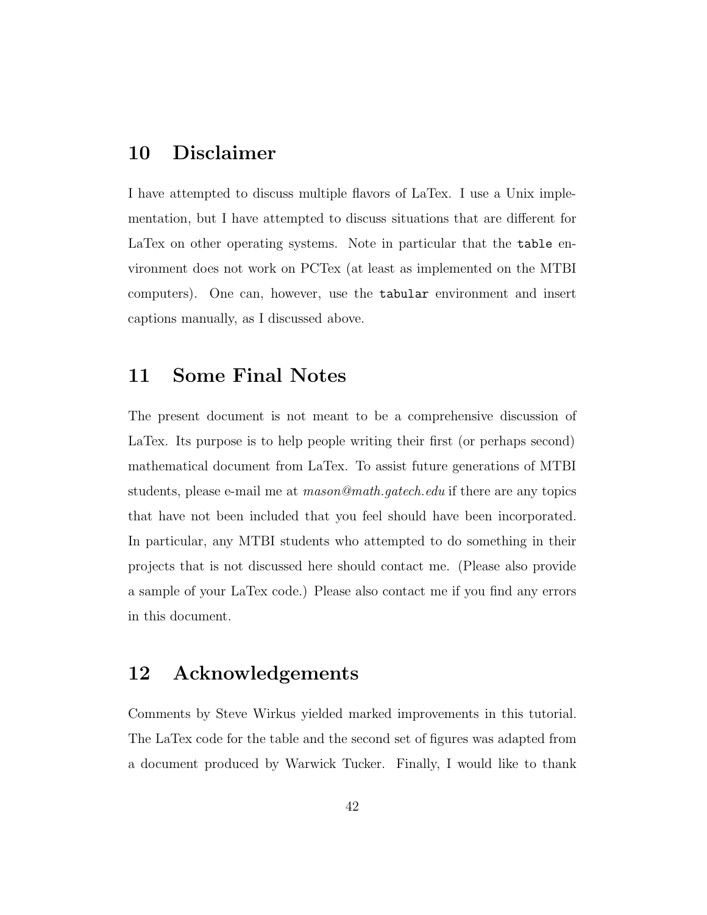## 10 Disclaimer

I have attempted to discuss multiple flavors of LaTex. I use a Unix implementation, but I have attempted to discuss situations that are different for LaTex on other operating systems. Note in particular that the `table` environment does not work on PCTex (at least as implemented on the MTBI computers). One can, however, use the `tabular` environment and insert captions manually, as I discussed above.

## 11 Some Final Notes

The present document is not meant to be a comprehensive discussion of LaTex. Its purpose is to help people writing their first (or perhaps second) mathematical document from LaTex. To assist future generations of MTBI students, please e-mail me at *mason@math.gatech.edu* if there are any topics that have not been included that you feel should have been incorporated. In particular, any MTBI students who attempted to do something in their projects that is not discussed here should contact me. (Please also provide a sample of your LaTex code.) Please also contact me if you find any errors in this document.

## 12 Acknowledgements

Comments by Steve Wirkus yielded marked improvements in this tutorial. The LaTex code for the table and the second set of figures was adapted from a document produced by Warwick Tucker. Finally, I would like to thank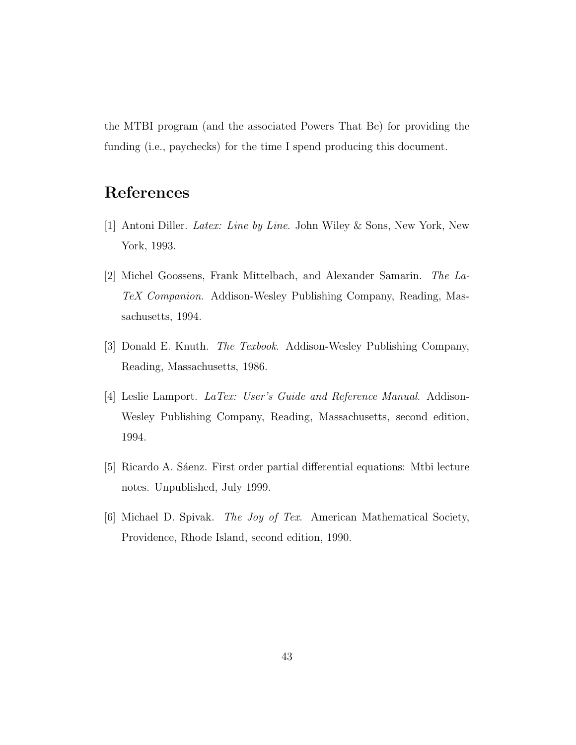the MTBI program (and the associated Powers That Be) for providing the funding (i.e., paychecks) for the time I spend producing this document.

# References

[1] Antoni Diller. *Latex: Line by Line*. John Wiley & Sons, New York, New York, 1993.

[2] Michel Goossens, Frank Mittelbach, and Alexander Samarin. *The LaTeX Companion*. Addison-Wesley Publishing Company, Reading, Massachusetts, 1994.

[3] Donald E. Knuth. *The Texbook*. Addison-Wesley Publishing Company, Reading, Massachusetts, 1986.

[4] Leslie Lamport. *LaTex: User's Guide and Reference Manual*. Addison-Wesley Publishing Company, Reading, Massachusetts, second edition, 1994.

[5] Ricardo A. Sáenz. First order partial differential equations: Mtbi lecture notes. Unpublished, July 1999.

[6] Michael D. Spivak. *The Joy of Tex*. American Mathematical Society, Providence, Rhode Island, second edition, 1990.